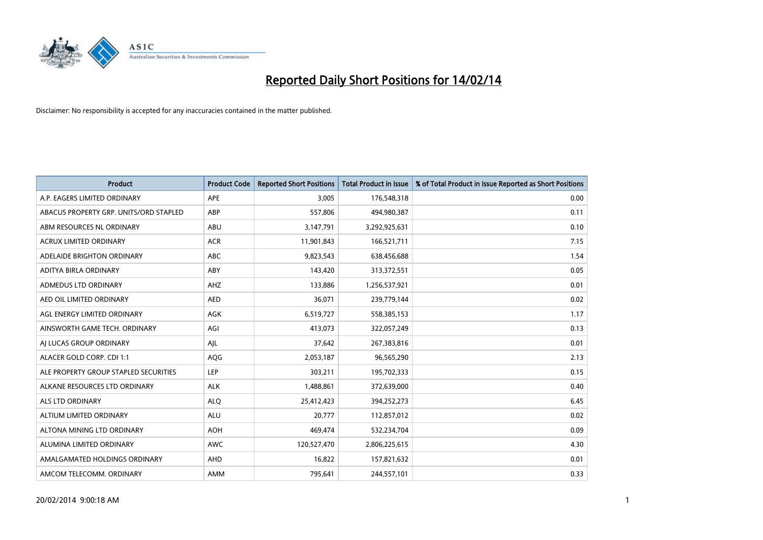# Reported Daily Short Positions for 14/02/14

Disclaimer: No responsibility is accepted for any inaccuracies contained in the matter published.

| Product | Product Code | Reported Short Positions | Total Product in Issue | % of Total Product in Issue Reported as Short Positions |
|---|---|---|---|---|
| A.P. EAGERS LIMITED ORDINARY | APE | 3,005 | 176,548,318 | 0.00 |
| ABACUS PROPERTY GRP. UNITS/ORD STAPLED | ABP | 557,806 | 494,980,387 | 0.11 |
| ABM RESOURCES NL ORDINARY | ABU | 3,147,791 | 3,292,925,631 | 0.10 |
| ACRUX LIMITED ORDINARY | ACR | 11,901,843 | 166,521,711 | 7.15 |
| ADELAIDE BRIGHTON ORDINARY | ABC | 9,823,543 | 638,456,688 | 1.54 |
| ADITYA BIRLA ORDINARY | ABY | 143,420 | 313,372,551 | 0.05 |
| ADMEDUS LTD ORDINARY | AHZ | 133,886 | 1,256,537,921 | 0.01 |
| AED OIL LIMITED ORDINARY | AED | 36,071 | 239,779,144 | 0.02 |
| AGL ENERGY LIMITED ORDINARY | AGK | 6,519,727 | 558,385,153 | 1.17 |
| AINSWORTH GAME TECH. ORDINARY | AGI | 413,073 | 322,057,249 | 0.13 |
| AJ LUCAS GROUP ORDINARY | AJL | 37,642 | 267,383,816 | 0.01 |
| ALACER GOLD CORP. CDI 1:1 | AQG | 2,053,187 | 96,565,290 | 2.13 |
| ALE PROPERTY GROUP STAPLED SECURITIES | LEP | 303,211 | 195,702,333 | 0.15 |
| ALKANE RESOURCES LTD ORDINARY | ALK | 1,488,861 | 372,639,000 | 0.40 |
| ALS LTD ORDINARY | ALQ | 25,412,423 | 394,252,273 | 6.45 |
| ALTIUM LIMITED ORDINARY | ALU | 20,777 | 112,857,012 | 0.02 |
| ALTONA MINING LTD ORDINARY | AOH | 469,474 | 532,234,704 | 0.09 |
| ALUMINA LIMITED ORDINARY | AWC | 120,527,470 | 2,806,225,615 | 4.30 |
| AMALGAMATED HOLDINGS ORDINARY | AHD | 16,822 | 157,821,632 | 0.01 |
| AMCOM TELECOMM. ORDINARY | AMM | 795,641 | 244,557,101 | 0.33 |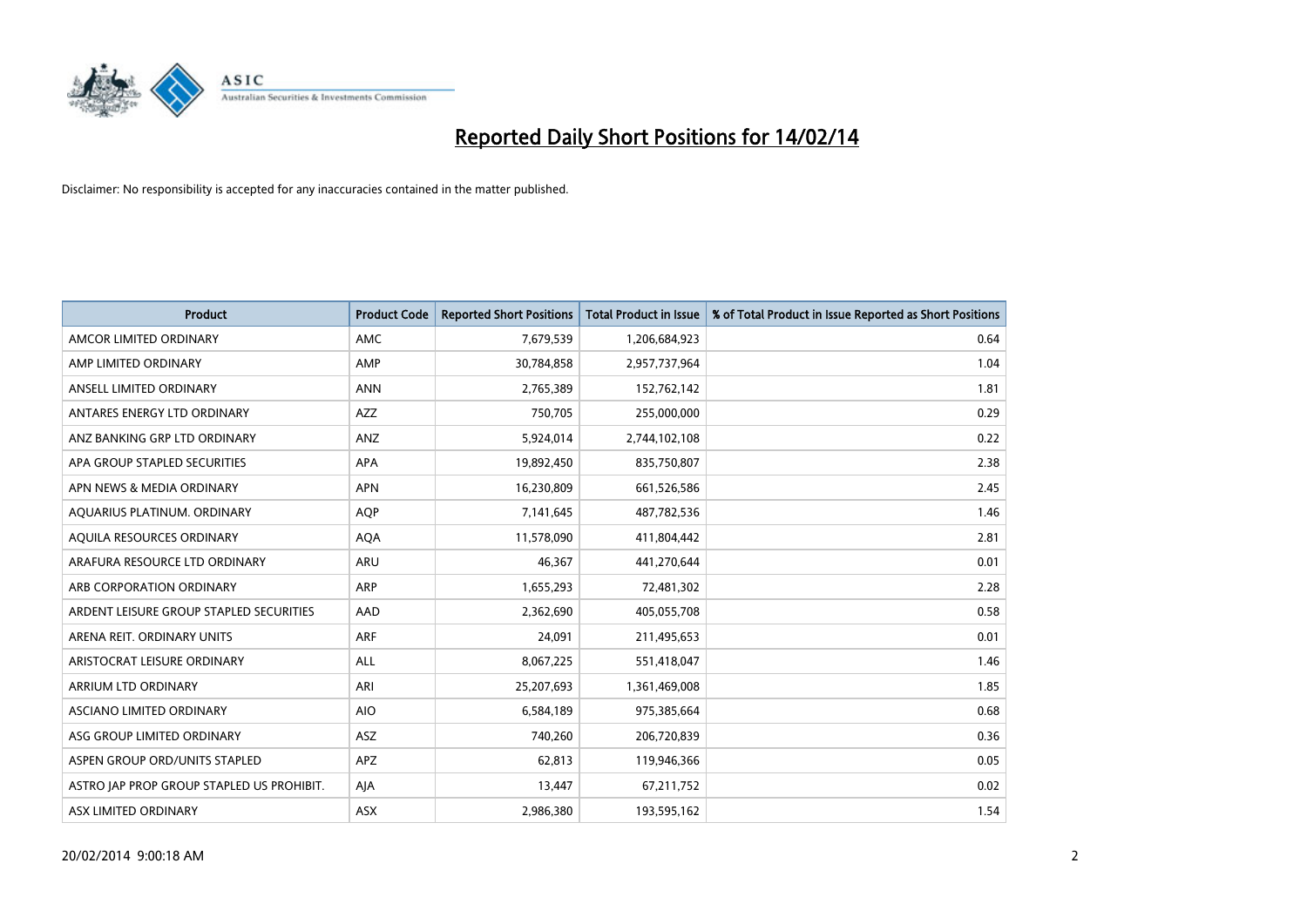# Reported Daily Short Positions for 14/02/14

Disclaimer: No responsibility is accepted for any inaccuracies contained in the matter published.

| Product | Product Code | Reported Short Positions | Total Product in Issue | % of Total Product in Issue Reported as Short Positions |
|---|---|---|---|---|
| AMCOR LIMITED ORDINARY | AMC | 7,679,539 | 1,206,684,923 | 0.64 |
| AMP LIMITED ORDINARY | AMP | 30,784,858 | 2,957,737,964 | 1.04 |
| ANSELL LIMITED ORDINARY | ANN | 2,765,389 | 152,762,142 | 1.81 |
| ANTARES ENERGY LTD ORDINARY | AZZ | 750,705 | 255,000,000 | 0.29 |
| ANZ BANKING GRP LTD ORDINARY | ANZ | 5,924,014 | 2,744,102,108 | 0.22 |
| APA GROUP STAPLED SECURITIES | APA | 19,892,450 | 835,750,807 | 2.38 |
| APN NEWS & MEDIA ORDINARY | APN | 16,230,809 | 661,526,586 | 2.45 |
| AQUARIUS PLATINUM. ORDINARY | AQP | 7,141,645 | 487,782,536 | 1.46 |
| AQUILA RESOURCES ORDINARY | AQA | 11,578,090 | 411,804,442 | 2.81 |
| ARAFURA RESOURCE LTD ORDINARY | ARU | 46,367 | 441,270,644 | 0.01 |
| ARB CORPORATION ORDINARY | ARP | 1,655,293 | 72,481,302 | 2.28 |
| ARDENT LEISURE GROUP STAPLED SECURITIES | AAD | 2,362,690 | 405,055,708 | 0.58 |
| ARENA REIT. ORDINARY UNITS | ARF | 24,091 | 211,495,653 | 0.01 |
| ARISTOCRAT LEISURE ORDINARY | ALL | 8,067,225 | 551,418,047 | 1.46 |
| ARRIUM LTD ORDINARY | ARI | 25,207,693 | 1,361,469,008 | 1.85 |
| ASCIANO LIMITED ORDINARY | AIO | 6,584,189 | 975,385,664 | 0.68 |
| ASG GROUP LIMITED ORDINARY | ASZ | 740,260 | 206,720,839 | 0.36 |
| ASPEN GROUP ORD/UNITS STAPLED | APZ | 62,813 | 119,946,366 | 0.05 |
| ASTRO JAP PROP GROUP STAPLED US PROHIBIT. | AJA | 13,447 | 67,211,752 | 0.02 |
| ASX LIMITED ORDINARY | ASX | 2,986,380 | 193,595,162 | 1.54 |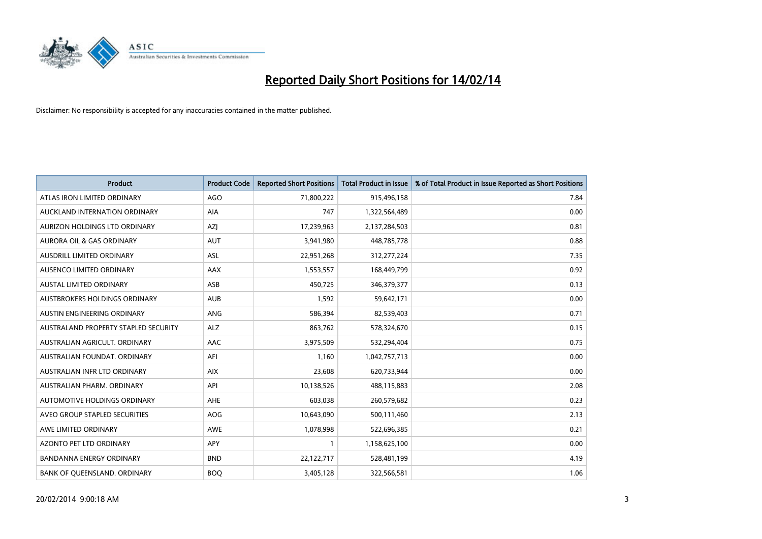# Reported Daily Short Positions for 14/02/14

Disclaimer: No responsibility is accepted for any inaccuracies contained in the matter published.

| Product | Product Code | Reported Short Positions | Total Product in Issue | % of Total Product in Issue Reported as Short Positions |
|---|---|---|---|---|
| ATLAS IRON LIMITED ORDINARY | AGO | 71,800,222 | 915,496,158 | 7.84 |
| AUCKLAND INTERNATION ORDINARY | AIA | 747 | 1,322,564,489 | 0.00 |
| AURIZON HOLDINGS LTD ORDINARY | AZJ | 17,239,963 | 2,137,284,503 | 0.81 |
| AURORA OIL & GAS ORDINARY | AUT | 3,941,980 | 448,785,778 | 0.88 |
| AUSDRILL LIMITED ORDINARY | ASL | 22,951,268 | 312,277,224 | 7.35 |
| AUSENCO LIMITED ORDINARY | AAX | 1,553,557 | 168,449,799 | 0.92 |
| AUSTAL LIMITED ORDINARY | ASB | 450,725 | 346,379,377 | 0.13 |
| AUSTBROKERS HOLDINGS ORDINARY | AUB | 1,592 | 59,642,171 | 0.00 |
| AUSTIN ENGINEERING ORDINARY | ANG | 586,394 | 82,539,403 | 0.71 |
| AUSTRALAND PROPERTY STAPLED SECURITY | ALZ | 863,762 | 578,324,670 | 0.15 |
| AUSTRALIAN AGRICULT. ORDINARY | AAC | 3,975,509 | 532,294,404 | 0.75 |
| AUSTRALIAN FOUNDAT. ORDINARY | AFI | 1,160 | 1,042,757,713 | 0.00 |
| AUSTRALIAN INFR LTD ORDINARY | AIX | 23,608 | 620,733,944 | 0.00 |
| AUSTRALIAN PHARM. ORDINARY | API | 10,138,526 | 488,115,883 | 2.08 |
| AUTOMOTIVE HOLDINGS ORDINARY | AHE | 603,038 | 260,579,682 | 0.23 |
| AVEO GROUP STAPLED SECURITIES | AOG | 10,643,090 | 500,111,460 | 2.13 |
| AWE LIMITED ORDINARY | AWE | 1,078,998 | 522,696,385 | 0.21 |
| AZONTO PET LTD ORDINARY | APY | 1 | 1,158,625,100 | 0.00 |
| BANDANNA ENERGY ORDINARY | BND | 22,122,717 | 528,481,199 | 4.19 |
| BANK OF QUEENSLAND. ORDINARY | BOQ | 3,405,128 | 322,566,581 | 1.06 |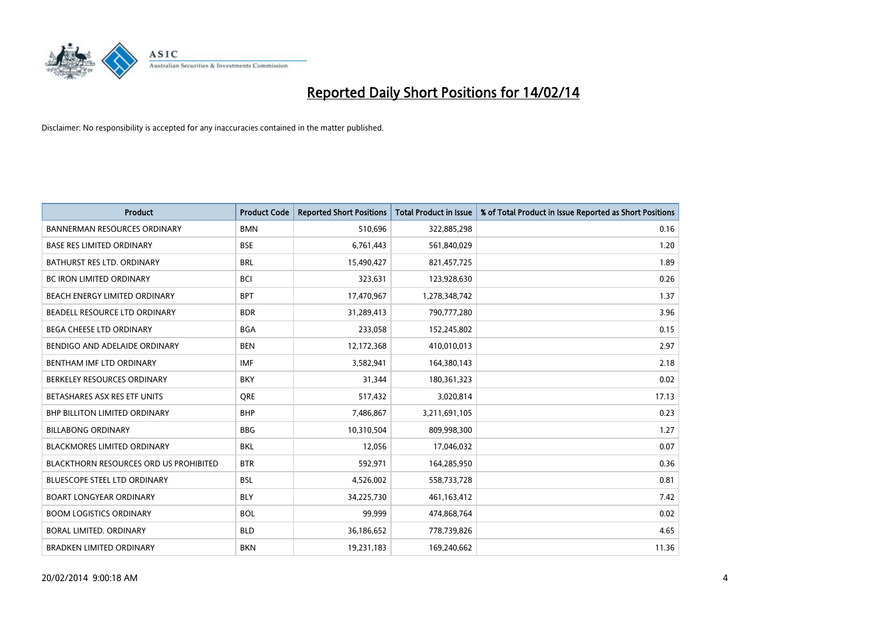# Reported Daily Short Positions for 14/02/14

Disclaimer: No responsibility is accepted for any inaccuracies contained in the matter published.

| Product | Product Code | Reported Short Positions | Total Product in Issue | % of Total Product in Issue Reported as Short Positions |
|---|---|---|---|---|
| BANNERMAN RESOURCES ORDINARY | BMN | 510,696 | 322,885,298 | 0.16 |
| BASE RES LIMITED ORDINARY | BSE | 6,761,443 | 561,840,029 | 1.20 |
| BATHURST RES LTD. ORDINARY | BRL | 15,490,427 | 821,457,725 | 1.89 |
| BC IRON LIMITED ORDINARY | BCI | 323,631 | 123,928,630 | 0.26 |
| BEACH ENERGY LIMITED ORDINARY | BPT | 17,470,967 | 1,278,348,742 | 1.37 |
| BEADELL RESOURCE LTD ORDINARY | BDR | 31,289,413 | 790,777,280 | 3.96 |
| BEGA CHEESE LTD ORDINARY | BGA | 233,058 | 152,245,802 | 0.15 |
| BENDIGO AND ADELAIDE ORDINARY | BEN | 12,172,368 | 410,010,013 | 2.97 |
| BENTHAM IMF LTD ORDINARY | IMF | 3,582,941 | 164,380,143 | 2.18 |
| BERKELEY RESOURCES ORDINARY | BKY | 31,344 | 180,361,323 | 0.02 |
| BETASHARES ASX RES ETF UNITS | QRE | 517,432 | 3,020,814 | 17.13 |
| BHP BILLITON LIMITED ORDINARY | BHP | 7,486,867 | 3,211,691,105 | 0.23 |
| BILLABONG ORDINARY | BBG | 10,310,504 | 809,998,300 | 1.27 |
| BLACKMORES LIMITED ORDINARY | BKL | 12,056 | 17,046,032 | 0.07 |
| BLACKTHORN RESOURCES ORD US PROHIBITED | BTR | 592,971 | 164,285,950 | 0.36 |
| BLUESCOPE STEEL LTD ORDINARY | BSL | 4,526,002 | 558,733,728 | 0.81 |
| BOART LONGYEAR ORDINARY | BLY | 34,225,730 | 461,163,412 | 7.42 |
| BOOM LOGISTICS ORDINARY | BOL | 99,999 | 474,868,764 | 0.02 |
| BORAL LIMITED. ORDINARY | BLD | 36,186,652 | 778,739,826 | 4.65 |
| BRADKEN LIMITED ORDINARY | BKN | 19,231,183 | 169,240,662 | 11.36 |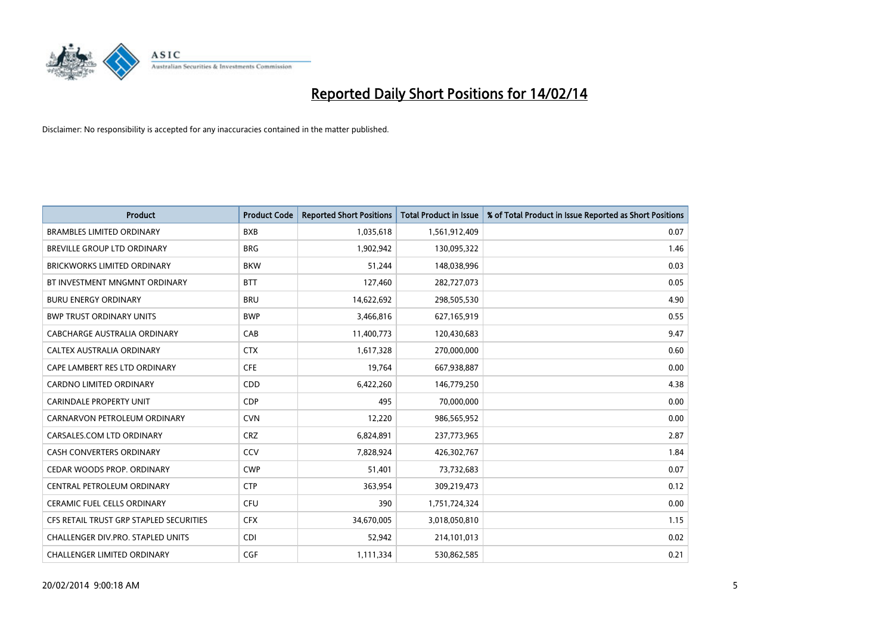# Reported Daily Short Positions for 14/02/14

Disclaimer: No responsibility is accepted for any inaccuracies contained in the matter published.

| Product | Product Code | Reported Short Positions | Total Product in Issue | % of Total Product in Issue Reported as Short Positions |
|---|---|---|---|---|
| BRAMBLES LIMITED ORDINARY | BXB | 1,035,618 | 1,561,912,409 | 0.07 |
| BREVILLE GROUP LTD ORDINARY | BRG | 1,902,942 | 130,095,322 | 1.46 |
| BRICKWORKS LIMITED ORDINARY | BKW | 51,244 | 148,038,996 | 0.03 |
| BT INVESTMENT MNGMNT ORDINARY | BTT | 127,460 | 282,727,073 | 0.05 |
| BURU ENERGY ORDINARY | BRU | 14,622,692 | 298,505,530 | 4.90 |
| BWP TRUST ORDINARY UNITS | BWP | 3,466,816 | 627,165,919 | 0.55 |
| CABCHARGE AUSTRALIA ORDINARY | CAB | 11,400,773 | 120,430,683 | 9.47 |
| CALTEX AUSTRALIA ORDINARY | CTX | 1,617,328 | 270,000,000 | 0.60 |
| CAPE LAMBERT RES LTD ORDINARY | CFE | 19,764 | 667,938,887 | 0.00 |
| CARDNO LIMITED ORDINARY | CDD | 6,422,260 | 146,779,250 | 4.38 |
| CARINDALE PROPERTY UNIT | CDP | 495 | 70,000,000 | 0.00 |
| CARNARVON PETROLEUM ORDINARY | CVN | 12,220 | 986,565,952 | 0.00 |
| CARSALES.COM LTD ORDINARY | CRZ | 6,824,891 | 237,773,965 | 2.87 |
| CASH CONVERTERS ORDINARY | CCV | 7,828,924 | 426,302,767 | 1.84 |
| CEDAR WOODS PROP. ORDINARY | CWP | 51,401 | 73,732,683 | 0.07 |
| CENTRAL PETROLEUM ORDINARY | CTP | 363,954 | 309,219,473 | 0.12 |
| CERAMIC FUEL CELLS ORDINARY | CFU | 390 | 1,751,724,324 | 0.00 |
| CFS RETAIL TRUST GRP STAPLED SECURITIES | CFX | 34,670,005 | 3,018,050,810 | 1.15 |
| CHALLENGER DIV.PRO. STAPLED UNITS | CDI | 52,942 | 214,101,013 | 0.02 |
| CHALLENGER LIMITED ORDINARY | CGF | 1,111,334 | 530,862,585 | 0.21 |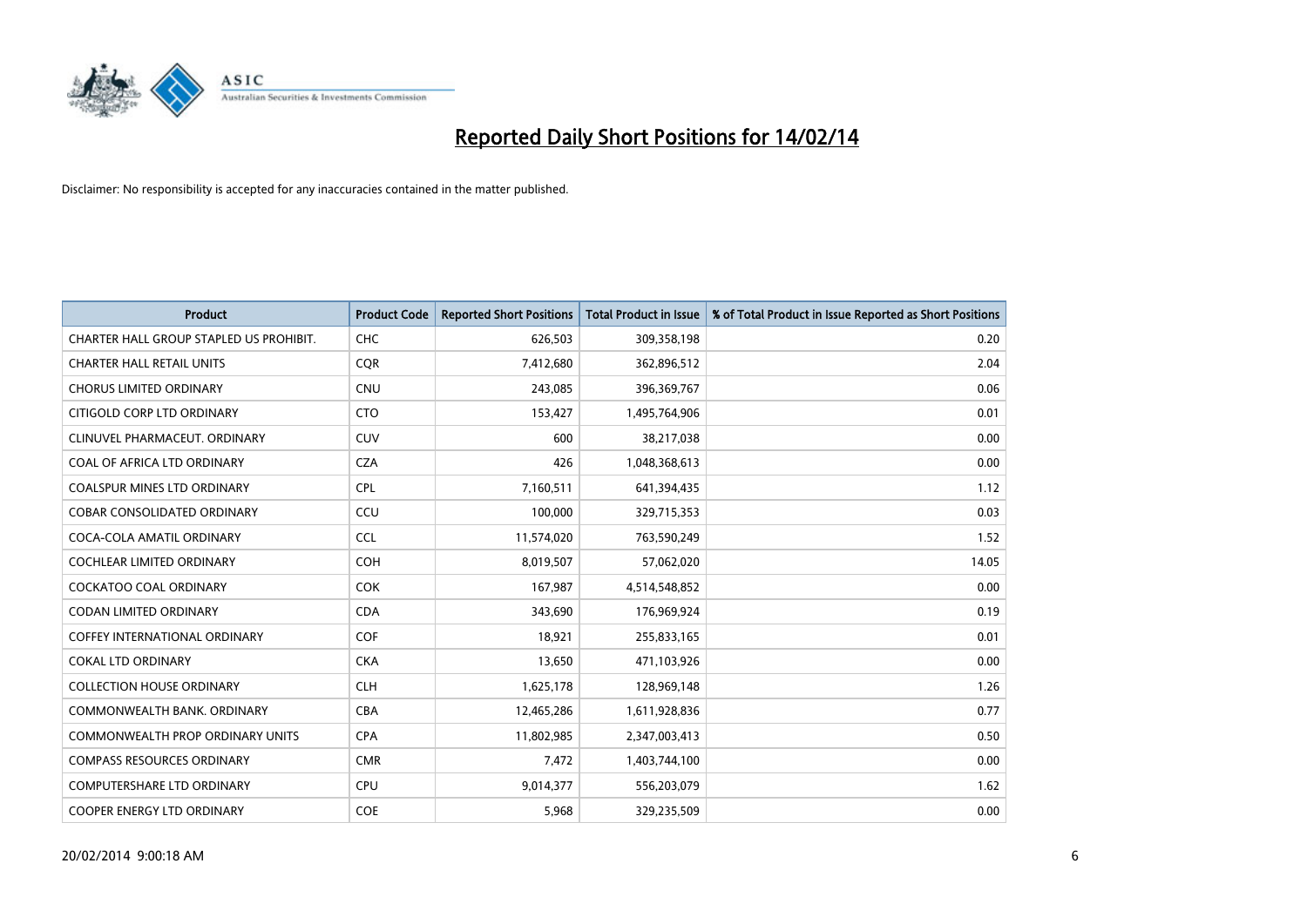# Reported Daily Short Positions for 14/02/14

Disclaimer: No responsibility is accepted for any inaccuracies contained in the matter published.

| Product | Product Code | Reported Short Positions | Total Product in Issue | % of Total Product in Issue Reported as Short Positions |
|---|---|---|---|---|
| CHARTER HALL GROUP STAPLED US PROHIBIT. | CHC | 626,503 | 309,358,198 | 0.20 |
| CHARTER HALL RETAIL UNITS | CQR | 7,412,680 | 362,896,512 | 2.04 |
| CHORUS LIMITED ORDINARY | CNU | 243,085 | 396,369,767 | 0.06 |
| CITIGOLD CORP LTD ORDINARY | CTO | 153,427 | 1,495,764,906 | 0.01 |
| CLINUVEL PHARMACEUT. ORDINARY | CUV | 600 | 38,217,038 | 0.00 |
| COAL OF AFRICA LTD ORDINARY | CZA | 426 | 1,048,368,613 | 0.00 |
| COALSPUR MINES LTD ORDINARY | CPL | 7,160,511 | 641,394,435 | 1.12 |
| COBAR CONSOLIDATED ORDINARY | CCU | 100,000 | 329,715,353 | 0.03 |
| COCA-COLA AMATIL ORDINARY | CCL | 11,574,020 | 763,590,249 | 1.52 |
| COCHLEAR LIMITED ORDINARY | COH | 8,019,507 | 57,062,020 | 14.05 |
| COCKATOO COAL ORDINARY | COK | 167,987 | 4,514,548,852 | 0.00 |
| CODAN LIMITED ORDINARY | CDA | 343,690 | 176,969,924 | 0.19 |
| COFFEY INTERNATIONAL ORDINARY | COF | 18,921 | 255,833,165 | 0.01 |
| COKAL LTD ORDINARY | CKA | 13,650 | 471,103,926 | 0.00 |
| COLLECTION HOUSE ORDINARY | CLH | 1,625,178 | 128,969,148 | 1.26 |
| COMMONWEALTH BANK. ORDINARY | CBA | 12,465,286 | 1,611,928,836 | 0.77 |
| COMMONWEALTH PROP ORDINARY UNITS | CPA | 11,802,985 | 2,347,003,413 | 0.50 |
| COMPASS RESOURCES ORDINARY | CMR | 7,472 | 1,403,744,100 | 0.00 |
| COMPUTERSHARE LTD ORDINARY | CPU | 9,014,377 | 556,203,079 | 1.62 |
| COOPER ENERGY LTD ORDINARY | COE | 5,968 | 329,235,509 | 0.00 |

20/02/2014 9:00:18 AM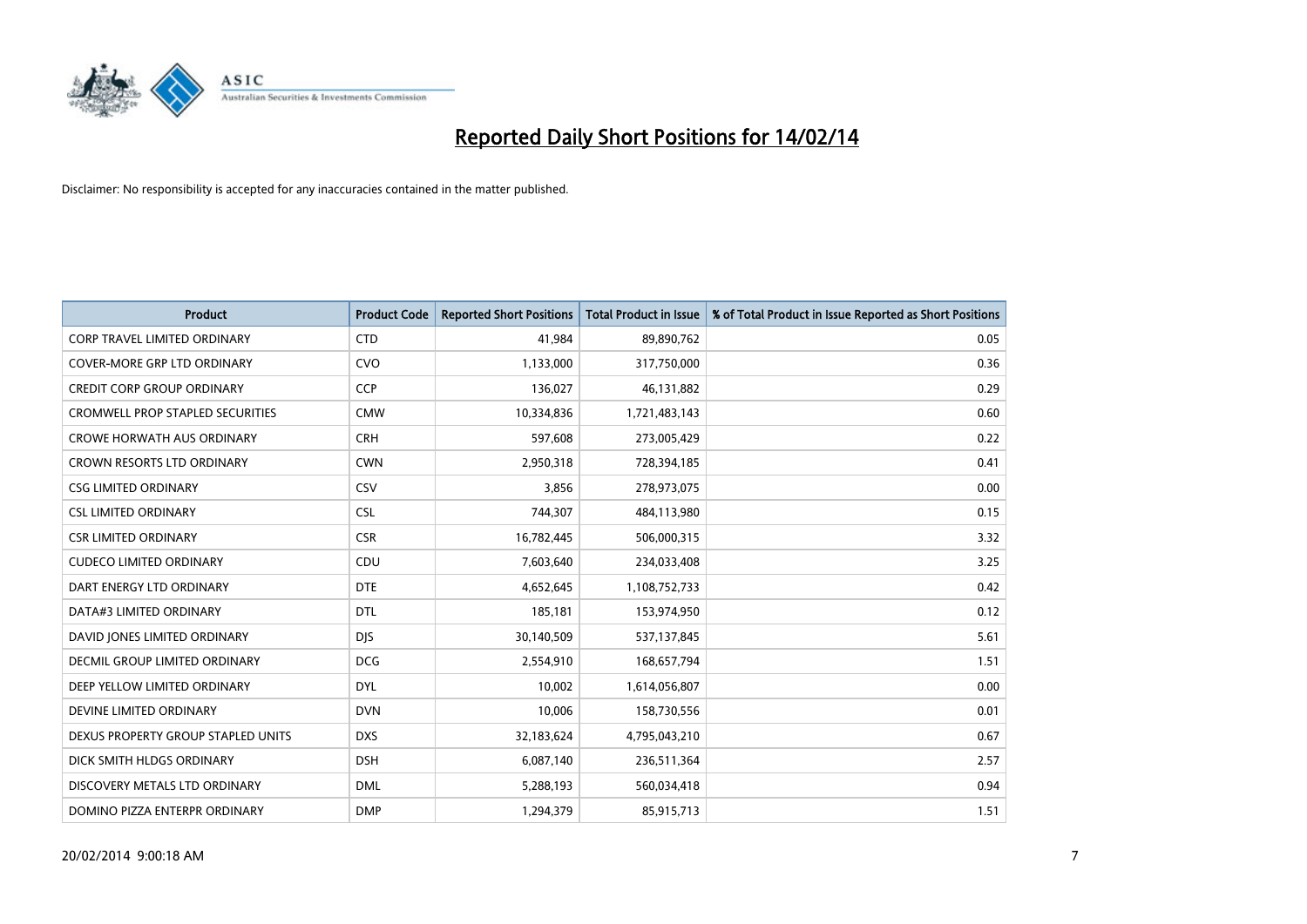# Reported Daily Short Positions for 14/02/14

Disclaimer: No responsibility is accepted for any inaccuracies contained in the matter published.

| Product | Product Code | Reported Short Positions | Total Product in Issue | % of Total Product in Issue Reported as Short Positions |
|---|---|---|---|---|
| CORP TRAVEL LIMITED ORDINARY | CTD | 41,984 | 89,890,762 | 0.05 |
| COVER-MORE GRP LTD ORDINARY | CVO | 1,133,000 | 317,750,000 | 0.36 |
| CREDIT CORP GROUP ORDINARY | CCP | 136,027 | 46,131,882 | 0.29 |
| CROMWELL PROP STAPLED SECURITIES | CMW | 10,334,836 | 1,721,483,143 | 0.60 |
| CROWE HORWATH AUS ORDINARY | CRH | 597,608 | 273,005,429 | 0.22 |
| CROWN RESORTS LTD ORDINARY | CWN | 2,950,318 | 728,394,185 | 0.41 |
| CSG LIMITED ORDINARY | CSV | 3,856 | 278,973,075 | 0.00 |
| CSL LIMITED ORDINARY | CSL | 744,307 | 484,113,980 | 0.15 |
| CSR LIMITED ORDINARY | CSR | 16,782,445 | 506,000,315 | 3.32 |
| CUDECO LIMITED ORDINARY | CDU | 7,603,640 | 234,033,408 | 3.25 |
| DART ENERGY LTD ORDINARY | DTE | 4,652,645 | 1,108,752,733 | 0.42 |
| DATA#3 LIMITED ORDINARY | DTL | 185,181 | 153,974,950 | 0.12 |
| DAVID JONES LIMITED ORDINARY | DJS | 30,140,509 | 537,137,845 | 5.61 |
| DECMIL GROUP LIMITED ORDINARY | DCG | 2,554,910 | 168,657,794 | 1.51 |
| DEEP YELLOW LIMITED ORDINARY | DYL | 10,002 | 1,614,056,807 | 0.00 |
| DEVINE LIMITED ORDINARY | DVN | 10,006 | 158,730,556 | 0.01 |
| DEXUS PROPERTY GROUP STAPLED UNITS | DXS | 32,183,624 | 4,795,043,210 | 0.67 |
| DICK SMITH HLDGS ORDINARY | DSH | 6,087,140 | 236,511,364 | 2.57 |
| DISCOVERY METALS LTD ORDINARY | DML | 5,288,193 | 560,034,418 | 0.94 |
| DOMINO PIZZA ENTERPR ORDINARY | DMP | 1,294,379 | 85,915,713 | 1.51 |

20/02/2014 9:00:18 AM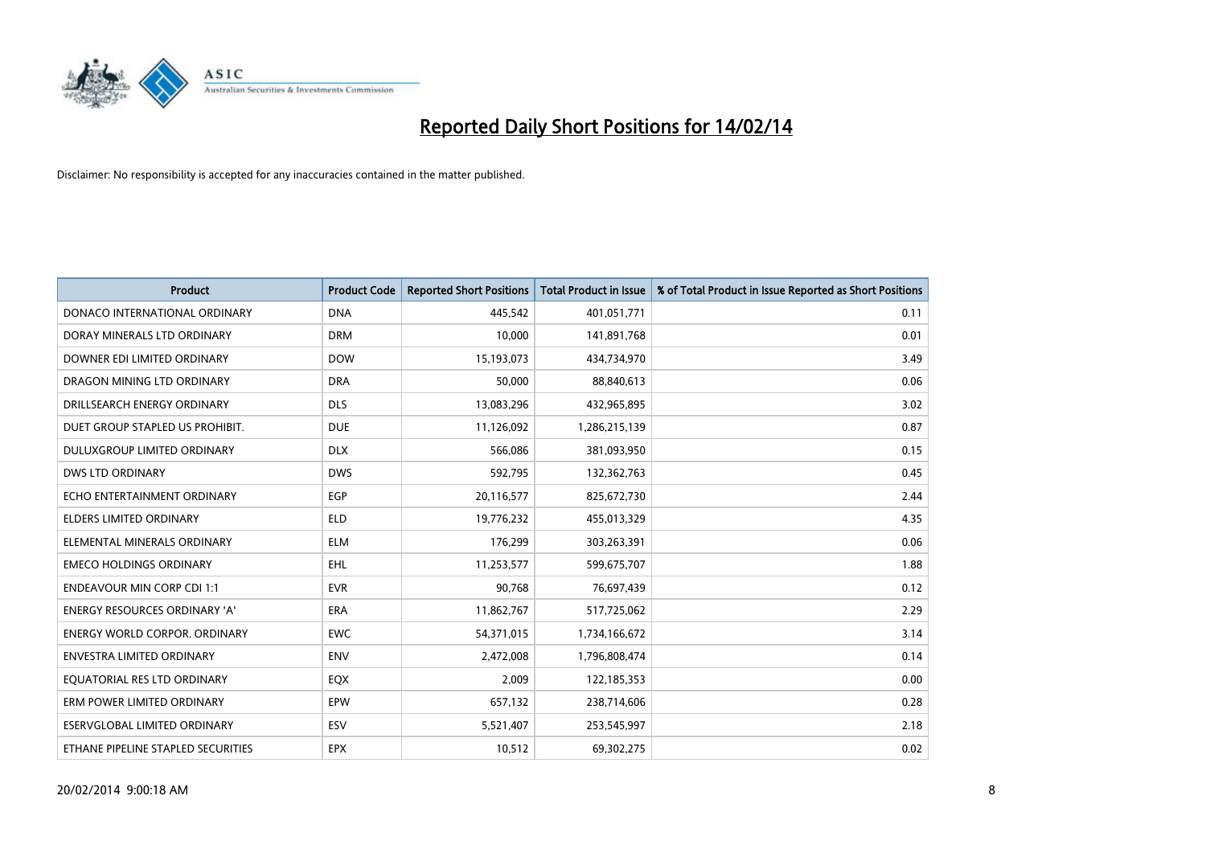# Reported Daily Short Positions for 14/02/14

Disclaimer: No responsibility is accepted for any inaccuracies contained in the matter published.

| Product | Product Code | Reported Short Positions | Total Product in Issue | % of Total Product in Issue Reported as Short Positions |
|---|---|---|---|---|
| DONACO INTERNATIONAL ORDINARY | DNA | 445,542 | 401,051,771 | 0.11 |
| DORAY MINERALS LTD ORDINARY | DRM | 10,000 | 141,891,768 | 0.01 |
| DOWNER EDI LIMITED ORDINARY | DOW | 15,193,073 | 434,734,970 | 3.49 |
| DRAGON MINING LTD ORDINARY | DRA | 50,000 | 88,840,613 | 0.06 |
| DRILLSEARCH ENERGY ORDINARY | DLS | 13,083,296 | 432,965,895 | 3.02 |
| DUET GROUP STAPLED US PROHIBIT. | DUE | 11,126,092 | 1,286,215,139 | 0.87 |
| DULUXGROUP LIMITED ORDINARY | DLX | 566,086 | 381,093,950 | 0.15 |
| DWS LTD ORDINARY | DWS | 592,795 | 132,362,763 | 0.45 |
| ECHO ENTERTAINMENT ORDINARY | EGP | 20,116,577 | 825,672,730 | 2.44 |
| ELDERS LIMITED ORDINARY | ELD | 19,776,232 | 455,013,329 | 4.35 |
| ELEMENTAL MINERALS ORDINARY | ELM | 176,299 | 303,263,391 | 0.06 |
| EMECO HOLDINGS ORDINARY | EHL | 11,253,577 | 599,675,707 | 1.88 |
| ENDEAVOUR MIN CORP CDI 1:1 | EVR | 90,768 | 76,697,439 | 0.12 |
| ENERGY RESOURCES ORDINARY 'A' | ERA | 11,862,767 | 517,725,062 | 2.29 |
| ENERGY WORLD CORPOR. ORDINARY | EWC | 54,371,015 | 1,734,166,672 | 3.14 |
| ENVESTRA LIMITED ORDINARY | ENV | 2,472,008 | 1,796,808,474 | 0.14 |
| EQUATORIAL RES LTD ORDINARY | EQX | 2,009 | 122,185,353 | 0.00 |
| ERM POWER LIMITED ORDINARY | EPW | 657,132 | 238,714,606 | 0.28 |
| ESERVGLOBAL LIMITED ORDINARY | ESV | 5,521,407 | 253,545,997 | 2.18 |
| ETHANE PIPELINE STAPLED SECURITIES | EPX | 10,512 | 69,302,275 | 0.02 |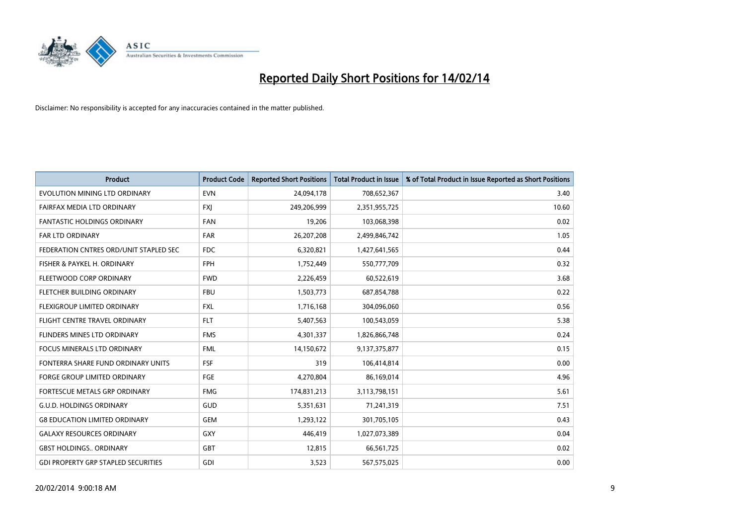# Reported Daily Short Positions for 14/02/14

Disclaimer: No responsibility is accepted for any inaccuracies contained in the matter published.

| Product | Product Code | Reported Short Positions | Total Product in Issue | % of Total Product in Issue Reported as Short Positions |
|---|---|---|---|---|
| EVOLUTION MINING LTD ORDINARY | EVN | 24,094,178 | 708,652,367 | 3.40 |
| FAIRFAX MEDIA LTD ORDINARY | FXJ | 249,206,999 | 2,351,955,725 | 10.60 |
| FANTASTIC HOLDINGS ORDINARY | FAN | 19,206 | 103,068,398 | 0.02 |
| FAR LTD ORDINARY | FAR | 26,207,208 | 2,499,846,742 | 1.05 |
| FEDERATION CNTRES ORD/UNIT STAPLED SEC | FDC | 6,320,821 | 1,427,641,565 | 0.44 |
| FISHER & PAYKEL H. ORDINARY | FPH | 1,752,449 | 550,777,709 | 0.32 |
| FLEETWOOD CORP ORDINARY | FWD | 2,226,459 | 60,522,619 | 3.68 |
| FLETCHER BUILDING ORDINARY | FBU | 1,503,773 | 687,854,788 | 0.22 |
| FLEXIGROUP LIMITED ORDINARY | FXL | 1,716,168 | 304,096,060 | 0.56 |
| FLIGHT CENTRE TRAVEL ORDINARY | FLT | 5,407,563 | 100,543,059 | 5.38 |
| FLINDERS MINES LTD ORDINARY | FMS | 4,301,337 | 1,826,866,748 | 0.24 |
| FOCUS MINERALS LTD ORDINARY | FML | 14,150,672 | 9,137,375,877 | 0.15 |
| FONTERRA SHARE FUND ORDINARY UNITS | FSF | 319 | 106,414,814 | 0.00 |
| FORGE GROUP LIMITED ORDINARY | FGE | 4,270,804 | 86,169,014 | 4.96 |
| FORTESCUE METALS GRP ORDINARY | FMG | 174,831,213 | 3,113,798,151 | 5.61 |
| G.U.D. HOLDINGS ORDINARY | GUD | 5,351,631 | 71,241,319 | 7.51 |
| G8 EDUCATION LIMITED ORDINARY | GEM | 1,293,122 | 301,705,105 | 0.43 |
| GALAXY RESOURCES ORDINARY | GXY | 446,419 | 1,027,073,389 | 0.04 |
| GBST HOLDINGS.. ORDINARY | GBT | 12,815 | 66,561,725 | 0.02 |
| GDI PROPERTY GRP STAPLED SECURITIES | GDI | 3,523 | 567,575,025 | 0.00 |

20/02/2014 9:00:18 AM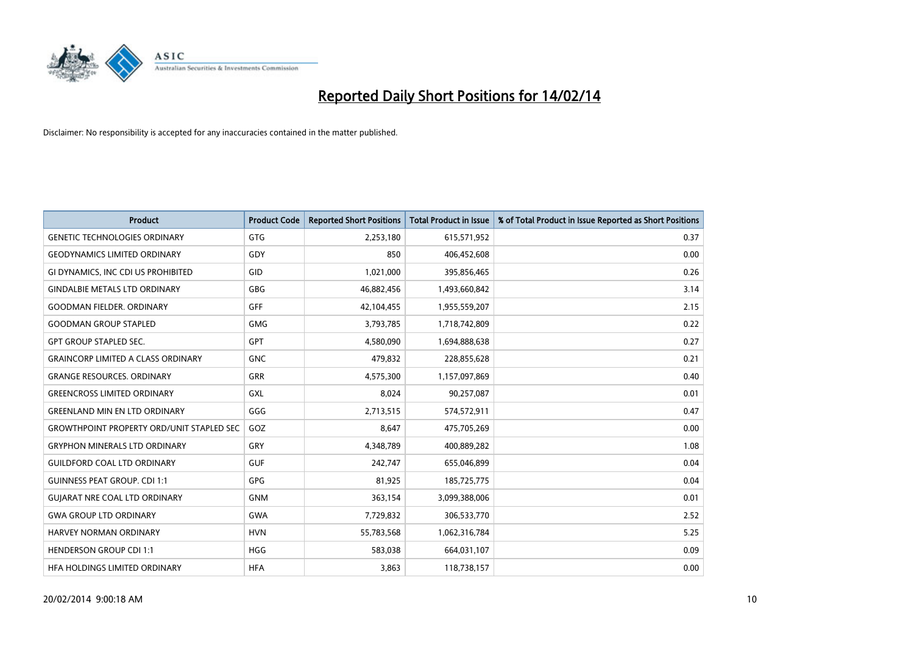# Reported Daily Short Positions for 14/02/14

Disclaimer: No responsibility is accepted for any inaccuracies contained in the matter published.

| Product | Product Code | Reported Short Positions | Total Product in Issue | % of Total Product in Issue Reported as Short Positions |
|---|---|---|---|---|
| GENETIC TECHNOLOGIES ORDINARY | GTG | 2,253,180 | 615,571,952 | 0.37 |
| GEODYNAMICS LIMITED ORDINARY | GDY | 850 | 406,452,608 | 0.00 |
| GI DYNAMICS, INC CDI US PROHIBITED | GID | 1,021,000 | 395,856,465 | 0.26 |
| GINDALBIE METALS LTD ORDINARY | GBG | 46,882,456 | 1,493,660,842 | 3.14 |
| GOODMAN FIELDER. ORDINARY | GFF | 42,104,455 | 1,955,559,207 | 2.15 |
| GOODMAN GROUP STAPLED | GMG | 3,793,785 | 1,718,742,809 | 0.22 |
| GPT GROUP STAPLED SEC. | GPT | 4,580,090 | 1,694,888,638 | 0.27 |
| GRAINCORP LIMITED A CLASS ORDINARY | GNC | 479,832 | 228,855,628 | 0.21 |
| GRANGE RESOURCES. ORDINARY | GRR | 4,575,300 | 1,157,097,869 | 0.40 |
| GREENCROSS LIMITED ORDINARY | GXL | 8,024 | 90,257,087 | 0.01 |
| GREENLAND MIN EN LTD ORDINARY | GGG | 2,713,515 | 574,572,911 | 0.47 |
| GROWTHPOINT PROPERTY ORD/UNIT STAPLED SEC | GOZ | 8,647 | 475,705,269 | 0.00 |
| GRYPHON MINERALS LTD ORDINARY | GRY | 4,348,789 | 400,889,282 | 1.08 |
| GUILDFORD COAL LTD ORDINARY | GUF | 242,747 | 655,046,899 | 0.04 |
| GUINNESS PEAT GROUP. CDI 1:1 | GPG | 81,925 | 185,725,775 | 0.04 |
| GUJARAT NRE COAL LTD ORDINARY | GNM | 363,154 | 3,099,388,006 | 0.01 |
| GWA GROUP LTD ORDINARY | GWA | 7,729,832 | 306,533,770 | 2.52 |
| HARVEY NORMAN ORDINARY | HVN | 55,783,568 | 1,062,316,784 | 5.25 |
| HENDERSON GROUP CDI 1:1 | HGG | 583,038 | 664,031,107 | 0.09 |
| HFA HOLDINGS LIMITED ORDINARY | HFA | 3,863 | 118,738,157 | 0.00 |

20/02/2014 9:00:18 AM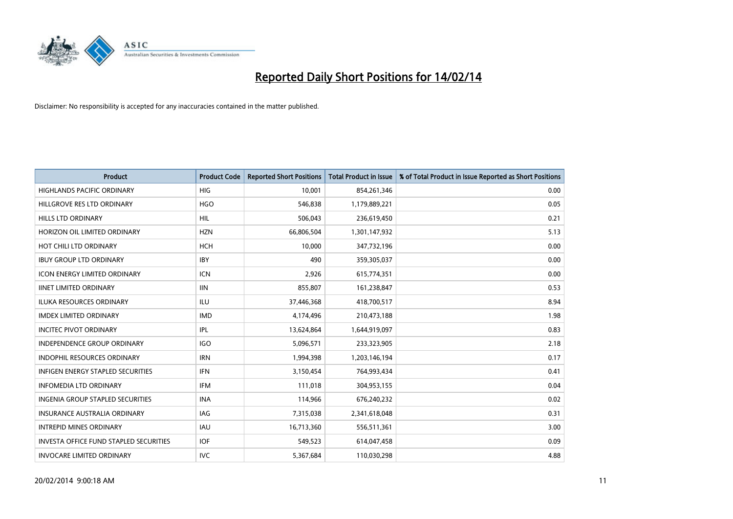# Reported Daily Short Positions for 14/02/14

Disclaimer: No responsibility is accepted for any inaccuracies contained in the matter published.

| Product | Product Code | Reported Short Positions | Total Product in Issue | % of Total Product in Issue Reported as Short Positions |
|---|---|---|---|---|
| HIGHLANDS PACIFIC ORDINARY | HIG | 10,001 | 854,261,346 | 0.00 |
| HILLGROVE RES LTD ORDINARY | HGO | 546,838 | 1,179,889,221 | 0.05 |
| HILLS LTD ORDINARY | HIL | 506,043 | 236,619,450 | 0.21 |
| HORIZON OIL LIMITED ORDINARY | HZN | 66,806,504 | 1,301,147,932 | 5.13 |
| HOT CHILI LTD ORDINARY | HCH | 10,000 | 347,732,196 | 0.00 |
| IBUY GROUP LTD ORDINARY | IBY | 490 | 359,305,037 | 0.00 |
| ICON ENERGY LIMITED ORDINARY | ICN | 2,926 | 615,774,351 | 0.00 |
| IINET LIMITED ORDINARY | IIN | 855,807 | 161,238,847 | 0.53 |
| ILUKA RESOURCES ORDINARY | ILU | 37,446,368 | 418,700,517 | 8.94 |
| IMDEX LIMITED ORDINARY | IMD | 4,174,496 | 210,473,188 | 1.98 |
| INCITEC PIVOT ORDINARY | IPL | 13,624,864 | 1,644,919,097 | 0.83 |
| INDEPENDENCE GROUP ORDINARY | IGO | 5,096,571 | 233,323,905 | 2.18 |
| INDOPHIL RESOURCES ORDINARY | IRN | 1,994,398 | 1,203,146,194 | 0.17 |
| INFIGEN ENERGY STAPLED SECURITIES | IFN | 3,150,454 | 764,993,434 | 0.41 |
| INFOMEDIA LTD ORDINARY | IFM | 111,018 | 304,953,155 | 0.04 |
| INGENIA GROUP STAPLED SECURITIES | INA | 114,966 | 676,240,232 | 0.02 |
| INSURANCE AUSTRALIA ORDINARY | IAG | 7,315,038 | 2,341,618,048 | 0.31 |
| INTREPID MINES ORDINARY | IAU | 16,713,360 | 556,511,361 | 3.00 |
| INVESTA OFFICE FUND STAPLED SECURITIES | IOF | 549,523 | 614,047,458 | 0.09 |
| INVOCARE LIMITED ORDINARY | IVC | 5,367,684 | 110,030,298 | 4.88 |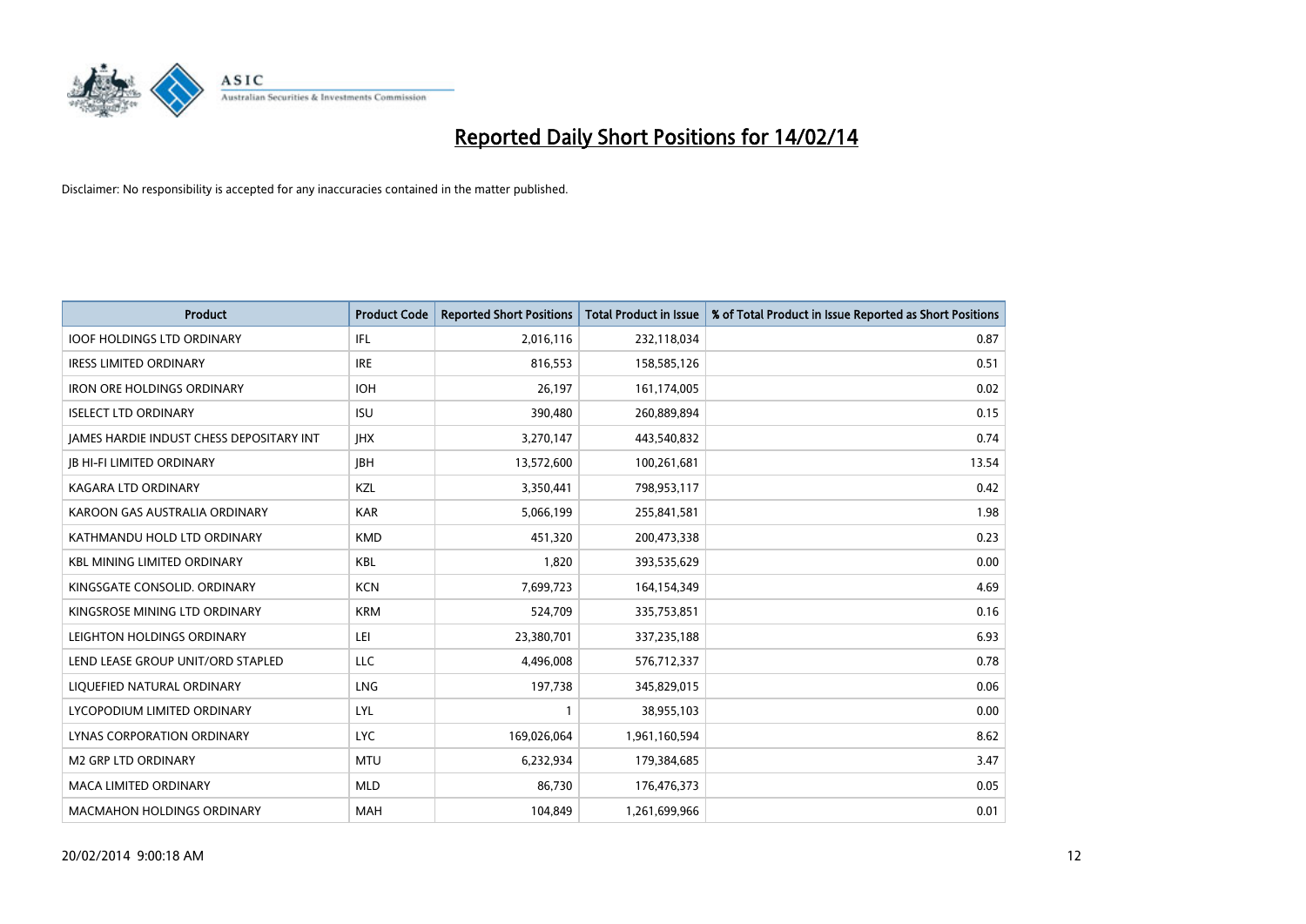# Reported Daily Short Positions for 14/02/14

Disclaimer: No responsibility is accepted for any inaccuracies contained in the matter published.

| Product | Product Code | Reported Short Positions | Total Product in Issue | % of Total Product in Issue Reported as Short Positions |
|---|---|---|---|---|
| IOOF HOLDINGS LTD ORDINARY | IFL | 2,016,116 | 232,118,034 | 0.87 |
| IRESS LIMITED ORDINARY | IRE | 816,553 | 158,585,126 | 0.51 |
| IRON ORE HOLDINGS ORDINARY | IOH | 26,197 | 161,174,005 | 0.02 |
| ISELECT LTD ORDINARY | ISU | 390,480 | 260,889,894 | 0.15 |
| JAMES HARDIE INDUST CHESS DEPOSITARY INT | JHX | 3,270,147 | 443,540,832 | 0.74 |
| JB HI-FI LIMITED ORDINARY | JBH | 13,572,600 | 100,261,681 | 13.54 |
| KAGARA LTD ORDINARY | KZL | 3,350,441 | 798,953,117 | 0.42 |
| KAROON GAS AUSTRALIA ORDINARY | KAR | 5,066,199 | 255,841,581 | 1.98 |
| KATHMANDU HOLD LTD ORDINARY | KMD | 451,320 | 200,473,338 | 0.23 |
| KBL MINING LIMITED ORDINARY | KBL | 1,820 | 393,535,629 | 0.00 |
| KINGSGATE CONSOLID. ORDINARY | KCN | 7,699,723 | 164,154,349 | 4.69 |
| KINGSROSE MINING LTD ORDINARY | KRM | 524,709 | 335,753,851 | 0.16 |
| LEIGHTON HOLDINGS ORDINARY | LEI | 23,380,701 | 337,235,188 | 6.93 |
| LEND LEASE GROUP UNIT/ORD STAPLED | LLC | 4,496,008 | 576,712,337 | 0.78 |
| LIQUEFIED NATURAL ORDINARY | LNG | 197,738 | 345,829,015 | 0.06 |
| LYCOPODIUM LIMITED ORDINARY | LYL | 1 | 38,955,103 | 0.00 |
| LYNAS CORPORATION ORDINARY | LYC | 169,026,064 | 1,961,160,594 | 8.62 |
| M2 GRP LTD ORDINARY | MTU | 6,232,934 | 179,384,685 | 3.47 |
| MACA LIMITED ORDINARY | MLD | 86,730 | 176,476,373 | 0.05 |
| MACMAHON HOLDINGS ORDINARY | MAH | 104,849 | 1,261,699,966 | 0.01 |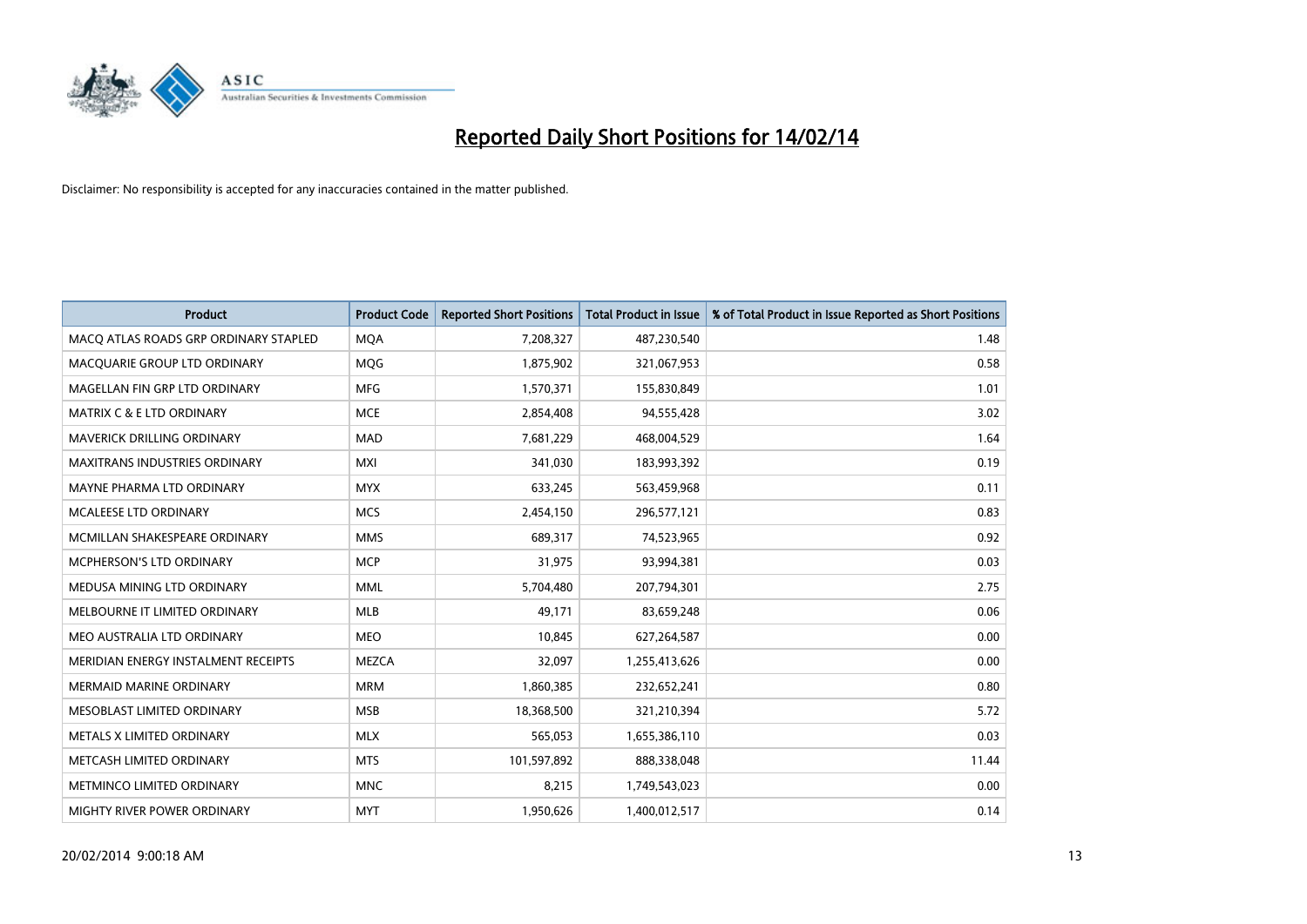# Reported Daily Short Positions for 14/02/14

Disclaimer: No responsibility is accepted for any inaccuracies contained in the matter published.

| Product | Product Code | Reported Short Positions | Total Product in Issue | % of Total Product in Issue Reported as Short Positions |
|---|---|---|---|---|
| MACQ ATLAS ROADS GRP ORDINARY STAPLED | MQA | 7,208,327 | 487,230,540 | 1.48 |
| MACQUARIE GROUP LTD ORDINARY | MQG | 1,875,902 | 321,067,953 | 0.58 |
| MAGELLAN FIN GRP LTD ORDINARY | MFG | 1,570,371 | 155,830,849 | 1.01 |
| MATRIX C & E LTD ORDINARY | MCE | 2,854,408 | 94,555,428 | 3.02 |
| MAVERICK DRILLING ORDINARY | MAD | 7,681,229 | 468,004,529 | 1.64 |
| MAXITRANS INDUSTRIES ORDINARY | MXI | 341,030 | 183,993,392 | 0.19 |
| MAYNE PHARMA LTD ORDINARY | MYX | 633,245 | 563,459,968 | 0.11 |
| MCALEESE LTD ORDINARY | MCS | 2,454,150 | 296,577,121 | 0.83 |
| MCMILLAN SHAKESPEARE ORDINARY | MMS | 689,317 | 74,523,965 | 0.92 |
| MCPHERSON'S LTD ORDINARY | MCP | 31,975 | 93,994,381 | 0.03 |
| MEDUSA MINING LTD ORDINARY | MML | 5,704,480 | 207,794,301 | 2.75 |
| MELBOURNE IT LIMITED ORDINARY | MLB | 49,171 | 83,659,248 | 0.06 |
| MEO AUSTRALIA LTD ORDINARY | MEO | 10,845 | 627,264,587 | 0.00 |
| MERIDIAN ENERGY INSTALMENT RECEIPTS | MEZCA | 32,097 | 1,255,413,626 | 0.00 |
| MERMAID MARINE ORDINARY | MRM | 1,860,385 | 232,652,241 | 0.80 |
| MESOBLAST LIMITED ORDINARY | MSB | 18,368,500 | 321,210,394 | 5.72 |
| METALS X LIMITED ORDINARY | MLX | 565,053 | 1,655,386,110 | 0.03 |
| METCASH LIMITED ORDINARY | MTS | 101,597,892 | 888,338,048 | 11.44 |
| METMINCO LIMITED ORDINARY | MNC | 8,215 | 1,749,543,023 | 0.00 |
| MIGHTY RIVER POWER ORDINARY | MYT | 1,950,626 | 1,400,012,517 | 0.14 |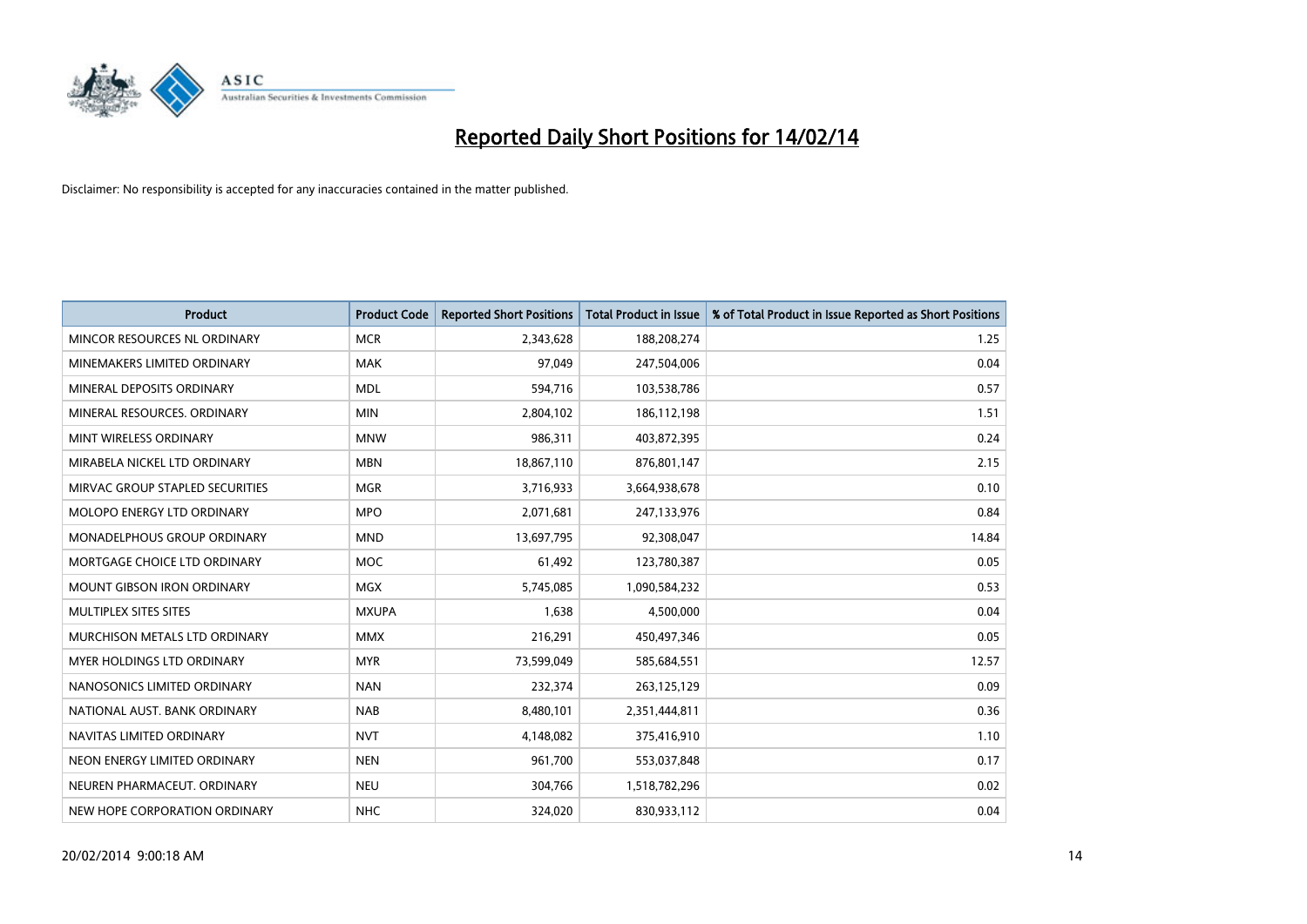# Reported Daily Short Positions for 14/02/14

Disclaimer: No responsibility is accepted for any inaccuracies contained in the matter published.

| Product | Product Code | Reported Short Positions | Total Product in Issue | % of Total Product in Issue Reported as Short Positions |
|---|---|---|---|---|
| MINCOR RESOURCES NL ORDINARY | MCR | 2,343,628 | 188,208,274 | 1.25 |
| MINEMAKERS LIMITED ORDINARY | MAK | 97,049 | 247,504,006 | 0.04 |
| MINERAL DEPOSITS ORDINARY | MDL | 594,716 | 103,538,786 | 0.57 |
| MINERAL RESOURCES. ORDINARY | MIN | 2,804,102 | 186,112,198 | 1.51 |
| MINT WIRELESS ORDINARY | MNW | 986,311 | 403,872,395 | 0.24 |
| MIRABELA NICKEL LTD ORDINARY | MBN | 18,867,110 | 876,801,147 | 2.15 |
| MIRVAC GROUP STAPLED SECURITIES | MGR | 3,716,933 | 3,664,938,678 | 0.10 |
| MOLOPO ENERGY LTD ORDINARY | MPO | 2,071,681 | 247,133,976 | 0.84 |
| MONADELPHOUS GROUP ORDINARY | MND | 13,697,795 | 92,308,047 | 14.84 |
| MORTGAGE CHOICE LTD ORDINARY | MOC | 61,492 | 123,780,387 | 0.05 |
| MOUNT GIBSON IRON ORDINARY | MGX | 5,745,085 | 1,090,584,232 | 0.53 |
| MULTIPLEX SITES SITES | MXUPA | 1,638 | 4,500,000 | 0.04 |
| MURCHISON METALS LTD ORDINARY | MMX | 216,291 | 450,497,346 | 0.05 |
| MYER HOLDINGS LTD ORDINARY | MYR | 73,599,049 | 585,684,551 | 12.57 |
| NANOSONICS LIMITED ORDINARY | NAN | 232,374 | 263,125,129 | 0.09 |
| NATIONAL AUST. BANK ORDINARY | NAB | 8,480,101 | 2,351,444,811 | 0.36 |
| NAVITAS LIMITED ORDINARY | NVT | 4,148,082 | 375,416,910 | 1.10 |
| NEON ENERGY LIMITED ORDINARY | NEN | 961,700 | 553,037,848 | 0.17 |
| NEUREN PHARMACEUT. ORDINARY | NEU | 304,766 | 1,518,782,296 | 0.02 |
| NEW HOPE CORPORATION ORDINARY | NHC | 324,020 | 830,933,112 | 0.04 |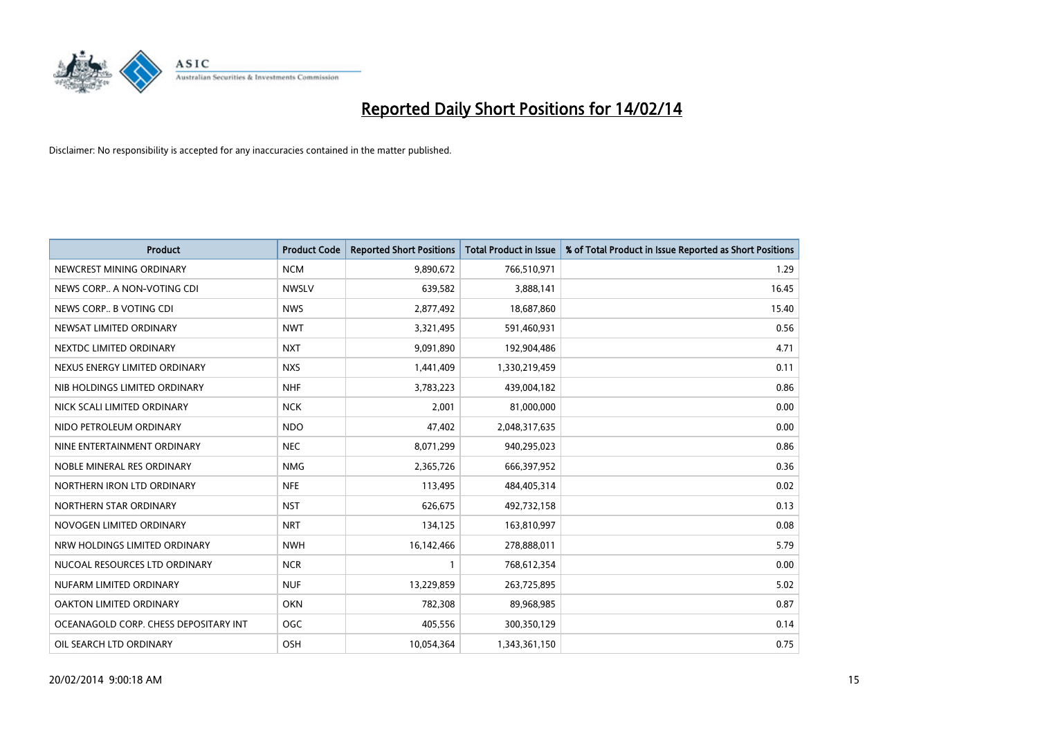# Reported Daily Short Positions for 14/02/14

Disclaimer: No responsibility is accepted for any inaccuracies contained in the matter published.

| Product | Product Code | Reported Short Positions | Total Product in Issue | % of Total Product in Issue Reported as Short Positions |
|---|---|---|---|---|
| NEWCREST MINING ORDINARY | NCM | 9,890,672 | 766,510,971 | 1.29 |
| NEWS CORP.. A NON-VOTING CDI | NWSLV | 639,582 | 3,888,141 | 16.45 |
| NEWS CORP.. B VOTING CDI | NWS | 2,877,492 | 18,687,860 | 15.40 |
| NEWSAT LIMITED ORDINARY | NWT | 3,321,495 | 591,460,931 | 0.56 |
| NEXTDC LIMITED ORDINARY | NXT | 9,091,890 | 192,904,486 | 4.71 |
| NEXUS ENERGY LIMITED ORDINARY | NXS | 1,441,409 | 1,330,219,459 | 0.11 |
| NIB HOLDINGS LIMITED ORDINARY | NHF | 3,783,223 | 439,004,182 | 0.86 |
| NICK SCALI LIMITED ORDINARY | NCK | 2,001 | 81,000,000 | 0.00 |
| NIDO PETROLEUM ORDINARY | NDO | 47,402 | 2,048,317,635 | 0.00 |
| NINE ENTERTAINMENT ORDINARY | NEC | 8,071,299 | 940,295,023 | 0.86 |
| NOBLE MINERAL RES ORDINARY | NMG | 2,365,726 | 666,397,952 | 0.36 |
| NORTHERN IRON LTD ORDINARY | NFE | 113,495 | 484,405,314 | 0.02 |
| NORTHERN STAR ORDINARY | NST | 626,675 | 492,732,158 | 0.13 |
| NOVOGEN LIMITED ORDINARY | NRT | 134,125 | 163,810,997 | 0.08 |
| NRW HOLDINGS LIMITED ORDINARY | NWH | 16,142,466 | 278,888,011 | 5.79 |
| NUCOAL RESOURCES LTD ORDINARY | NCR | 1 | 768,612,354 | 0.00 |
| NUFARM LIMITED ORDINARY | NUF | 13,229,859 | 263,725,895 | 5.02 |
| OAKTON LIMITED ORDINARY | OKN | 782,308 | 89,968,985 | 0.87 |
| OCEANAGOLD CORP. CHESS DEPOSITARY INT | OGC | 405,556 | 300,350,129 | 0.14 |
| OIL SEARCH LTD ORDINARY | OSH | 10,054,364 | 1,343,361,150 | 0.75 |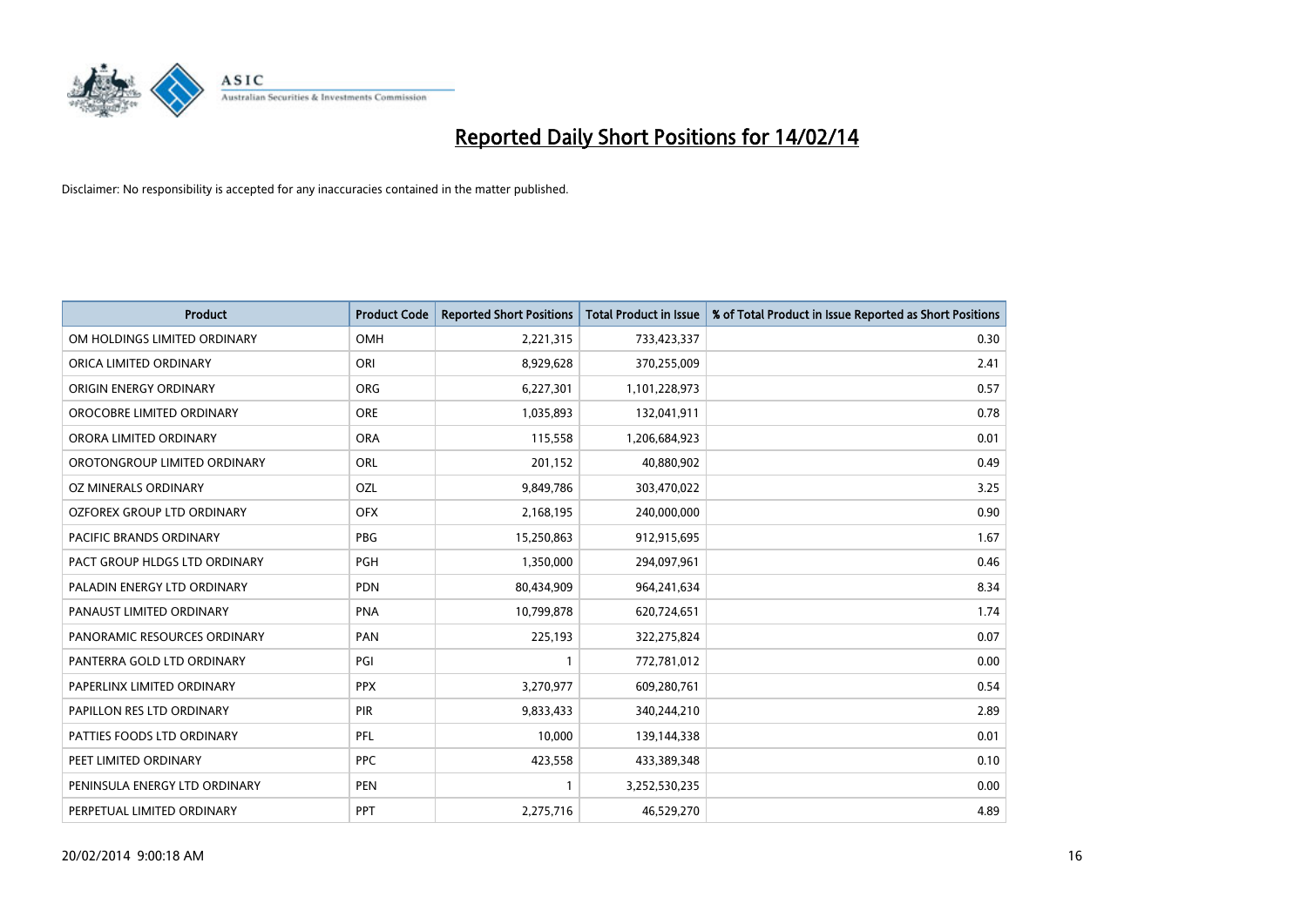# Reported Daily Short Positions for 14/02/14

Disclaimer: No responsibility is accepted for any inaccuracies contained in the matter published.

| Product | Product Code | Reported Short Positions | Total Product in Issue | % of Total Product in Issue Reported as Short Positions |
|---|---|---|---|---|
| OM HOLDINGS LIMITED ORDINARY | OMH | 2,221,315 | 733,423,337 | 0.30 |
| ORICA LIMITED ORDINARY | ORI | 8,929,628 | 370,255,009 | 2.41 |
| ORIGIN ENERGY ORDINARY | ORG | 6,227,301 | 1,101,228,973 | 0.57 |
| OROCOBRE LIMITED ORDINARY | ORE | 1,035,893 | 132,041,911 | 0.78 |
| ORORA LIMITED ORDINARY | ORA | 115,558 | 1,206,684,923 | 0.01 |
| OROTONGROUP LIMITED ORDINARY | ORL | 201,152 | 40,880,902 | 0.49 |
| OZ MINERALS ORDINARY | OZL | 9,849,786 | 303,470,022 | 3.25 |
| OZFOREX GROUP LTD ORDINARY | OFX | 2,168,195 | 240,000,000 | 0.90 |
| PACIFIC BRANDS ORDINARY | PBG | 15,250,863 | 912,915,695 | 1.67 |
| PACT GROUP HLDGS LTD ORDINARY | PGH | 1,350,000 | 294,097,961 | 0.46 |
| PALADIN ENERGY LTD ORDINARY | PDN | 80,434,909 | 964,241,634 | 8.34 |
| PANAUST LIMITED ORDINARY | PNA | 10,799,878 | 620,724,651 | 1.74 |
| PANORAMIC RESOURCES ORDINARY | PAN | 225,193 | 322,275,824 | 0.07 |
| PANTERRA GOLD LTD ORDINARY | PGI | 1 | 772,781,012 | 0.00 |
| PAPERLINX LIMITED ORDINARY | PPX | 3,270,977 | 609,280,761 | 0.54 |
| PAPILLON RES LTD ORDINARY | PIR | 9,833,433 | 340,244,210 | 2.89 |
| PATTIES FOODS LTD ORDINARY | PFL | 10,000 | 139,144,338 | 0.01 |
| PEET LIMITED ORDINARY | PPC | 423,558 | 433,389,348 | 0.10 |
| PENINSULA ENERGY LTD ORDINARY | PEN | 1 | 3,252,530,235 | 0.00 |
| PERPETUAL LIMITED ORDINARY | PPT | 2,275,716 | 46,529,270 | 4.89 |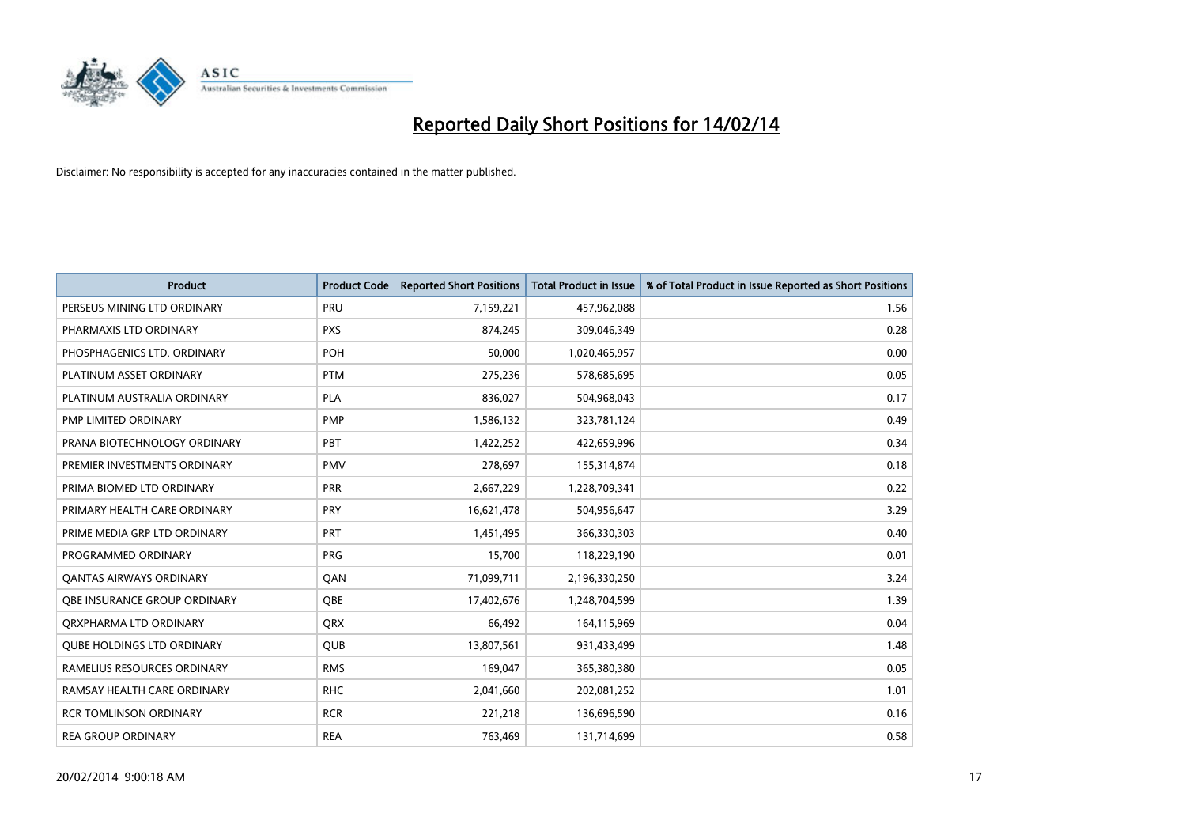# Reported Daily Short Positions for 14/02/14

Disclaimer: No responsibility is accepted for any inaccuracies contained in the matter published.

| Product | Product Code | Reported Short Positions | Total Product in Issue | % of Total Product in Issue Reported as Short Positions |
| --- | --- | --- | --- | --- |
| PERSEUS MINING LTD ORDINARY | PRU | 7,159,221 | 457,962,088 | 1.56 |
| PHARMAXIS LTD ORDINARY | PXS | 874,245 | 309,046,349 | 0.28 |
| PHOSPHAGENICS LTD. ORDINARY | POH | 50,000 | 1,020,465,957 | 0.00 |
| PLATINUM ASSET ORDINARY | PTM | 275,236 | 578,685,695 | 0.05 |
| PLATINUM AUSTRALIA ORDINARY | PLA | 836,027 | 504,968,043 | 0.17 |
| PMP LIMITED ORDINARY | PMP | 1,586,132 | 323,781,124 | 0.49 |
| PRANA BIOTECHNOLOGY ORDINARY | PBT | 1,422,252 | 422,659,996 | 0.34 |
| PREMIER INVESTMENTS ORDINARY | PMV | 278,697 | 155,314,874 | 0.18 |
| PRIMA BIOMED LTD ORDINARY | PRR | 2,667,229 | 1,228,709,341 | 0.22 |
| PRIMARY HEALTH CARE ORDINARY | PRY | 16,621,478 | 504,956,647 | 3.29 |
| PRIME MEDIA GRP LTD ORDINARY | PRT | 1,451,495 | 366,330,303 | 0.40 |
| PROGRAMMED ORDINARY | PRG | 15,700 | 118,229,190 | 0.01 |
| QANTAS AIRWAYS ORDINARY | QAN | 71,099,711 | 2,196,330,250 | 3.24 |
| QBE INSURANCE GROUP ORDINARY | QBE | 17,402,676 | 1,248,704,599 | 1.39 |
| QRXPHARMA LTD ORDINARY | QRX | 66,492 | 164,115,969 | 0.04 |
| QUBE HOLDINGS LTD ORDINARY | QUB | 13,807,561 | 931,433,499 | 1.48 |
| RAMELIUS RESOURCES ORDINARY | RMS | 169,047 | 365,380,380 | 0.05 |
| RAMSAY HEALTH CARE ORDINARY | RHC | 2,041,660 | 202,081,252 | 1.01 |
| RCR TOMLINSON ORDINARY | RCR | 221,218 | 136,696,590 | 0.16 |
| REA GROUP ORDINARY | REA | 763,469 | 131,714,699 | 0.58 |

20/02/2014 9:00:18 AM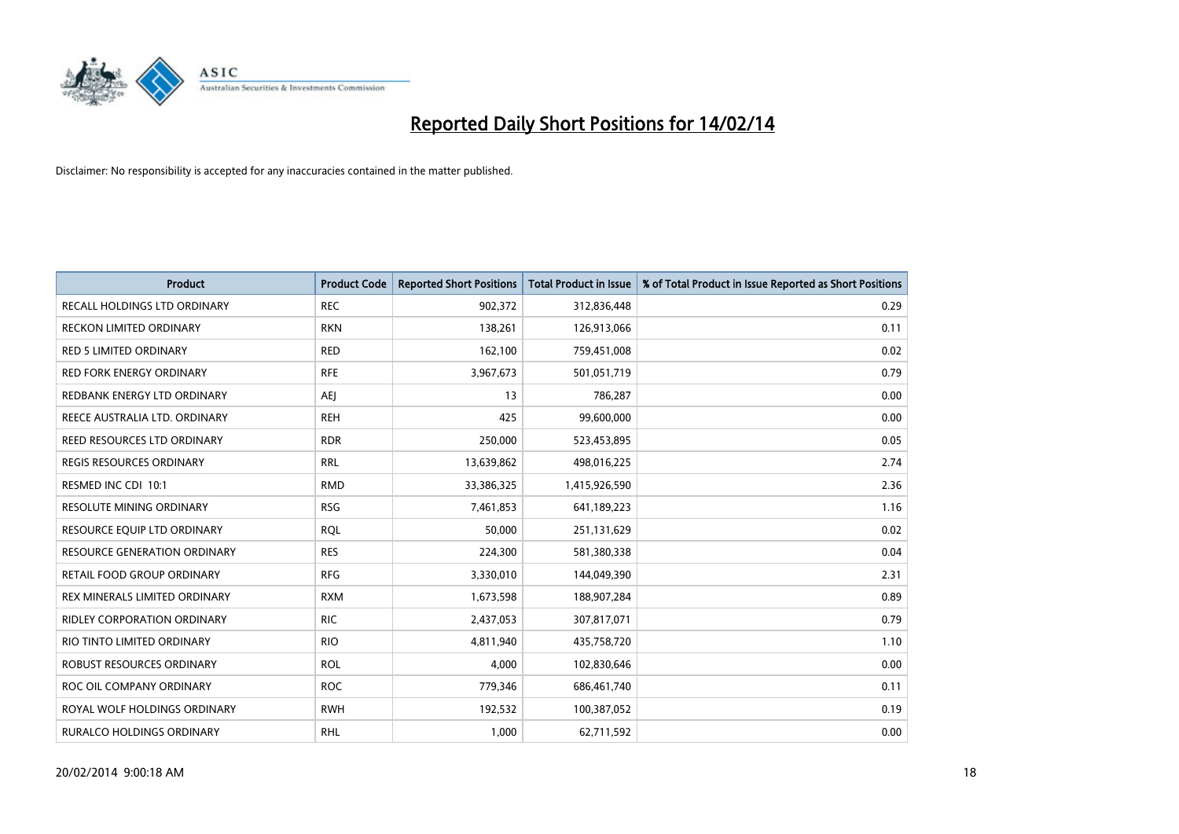# Reported Daily Short Positions for 14/02/14

Disclaimer: No responsibility is accepted for any inaccuracies contained in the matter published.

| Product | Product Code | Reported Short Positions | Total Product in Issue | % of Total Product in Issue Reported as Short Positions |
|---|---|---|---|---|
| RECALL HOLDINGS LTD ORDINARY | REC | 902,372 | 312,836,448 | 0.29 |
| RECKON LIMITED ORDINARY | RKN | 138,261 | 126,913,066 | 0.11 |
| RED 5 LIMITED ORDINARY | RED | 162,100 | 759,451,008 | 0.02 |
| RED FORK ENERGY ORDINARY | RFE | 3,967,673 | 501,051,719 | 0.79 |
| REDBANK ENERGY LTD ORDINARY | AEJ | 13 | 786,287 | 0.00 |
| REECE AUSTRALIA LTD. ORDINARY | REH | 425 | 99,600,000 | 0.00 |
| REED RESOURCES LTD ORDINARY | RDR | 250,000 | 523,453,895 | 0.05 |
| REGIS RESOURCES ORDINARY | RRL | 13,639,862 | 498,016,225 | 2.74 |
| RESMED INC CDI 10:1 | RMD | 33,386,325 | 1,415,926,590 | 2.36 |
| RESOLUTE MINING ORDINARY | RSG | 7,461,853 | 641,189,223 | 1.16 |
| RESOURCE EQUIP LTD ORDINARY | RQL | 50,000 | 251,131,629 | 0.02 |
| RESOURCE GENERATION ORDINARY | RES | 224,300 | 581,380,338 | 0.04 |
| RETAIL FOOD GROUP ORDINARY | RFG | 3,330,010 | 144,049,390 | 2.31 |
| REX MINERALS LIMITED ORDINARY | RXM | 1,673,598 | 188,907,284 | 0.89 |
| RIDLEY CORPORATION ORDINARY | RIC | 2,437,053 | 307,817,071 | 0.79 |
| RIO TINTO LIMITED ORDINARY | RIO | 4,811,940 | 435,758,720 | 1.10 |
| ROBUST RESOURCES ORDINARY | ROL | 4,000 | 102,830,646 | 0.00 |
| ROC OIL COMPANY ORDINARY | ROC | 779,346 | 686,461,740 | 0.11 |
| ROYAL WOLF HOLDINGS ORDINARY | RWH | 192,532 | 100,387,052 | 0.19 |
| RURALCO HOLDINGS ORDINARY | RHL | 1,000 | 62,711,592 | 0.00 |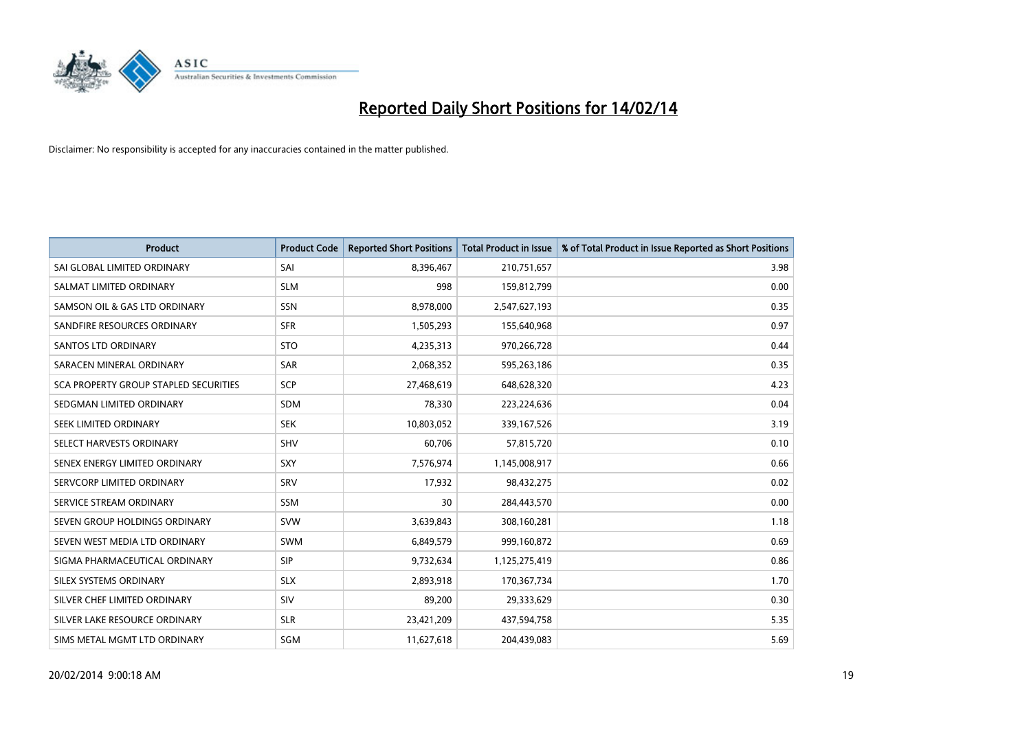# Reported Daily Short Positions for 14/02/14

Disclaimer: No responsibility is accepted for any inaccuracies contained in the matter published.

| Product | Product Code | Reported Short Positions | Total Product in Issue | % of Total Product in Issue Reported as Short Positions |
| --- | --- | --- | --- | --- |
| SAI GLOBAL LIMITED ORDINARY | SAI | 8,396,467 | 210,751,657 | 3.98 |
| SALMAT LIMITED ORDINARY | SLM | 998 | 159,812,799 | 0.00 |
| SAMSON OIL & GAS LTD ORDINARY | SSN | 8,978,000 | 2,547,627,193 | 0.35 |
| SANDFIRE RESOURCES ORDINARY | SFR | 1,505,293 | 155,640,968 | 0.97 |
| SANTOS LTD ORDINARY | STO | 4,235,313 | 970,266,728 | 0.44 |
| SARACEN MINERAL ORDINARY | SAR | 2,068,352 | 595,263,186 | 0.35 |
| SCA PROPERTY GROUP STAPLED SECURITIES | SCP | 27,468,619 | 648,628,320 | 4.23 |
| SEDGMAN LIMITED ORDINARY | SDM | 78,330 | 223,224,636 | 0.04 |
| SEEK LIMITED ORDINARY | SEK | 10,803,052 | 339,167,526 | 3.19 |
| SELECT HARVESTS ORDINARY | SHV | 60,706 | 57,815,720 | 0.10 |
| SENEX ENERGY LIMITED ORDINARY | SXY | 7,576,974 | 1,145,008,917 | 0.66 |
| SERVCORP LIMITED ORDINARY | SRV | 17,932 | 98,432,275 | 0.02 |
| SERVICE STREAM ORDINARY | SSM | 30 | 284,443,570 | 0.00 |
| SEVEN GROUP HOLDINGS ORDINARY | SVW | 3,639,843 | 308,160,281 | 1.18 |
| SEVEN WEST MEDIA LTD ORDINARY | SWM | 6,849,579 | 999,160,872 | 0.69 |
| SIGMA PHARMACEUTICAL ORDINARY | SIP | 9,732,634 | 1,125,275,419 | 0.86 |
| SILEX SYSTEMS ORDINARY | SLX | 2,893,918 | 170,367,734 | 1.70 |
| SILVER CHEF LIMITED ORDINARY | SIV | 89,200 | 29,333,629 | 0.30 |
| SILVER LAKE RESOURCE ORDINARY | SLR | 23,421,209 | 437,594,758 | 5.35 |
| SIMS METAL MGMT LTD ORDINARY | SGM | 11,627,618 | 204,439,083 | 5.69 |

20/02/2014 9:00:18 AM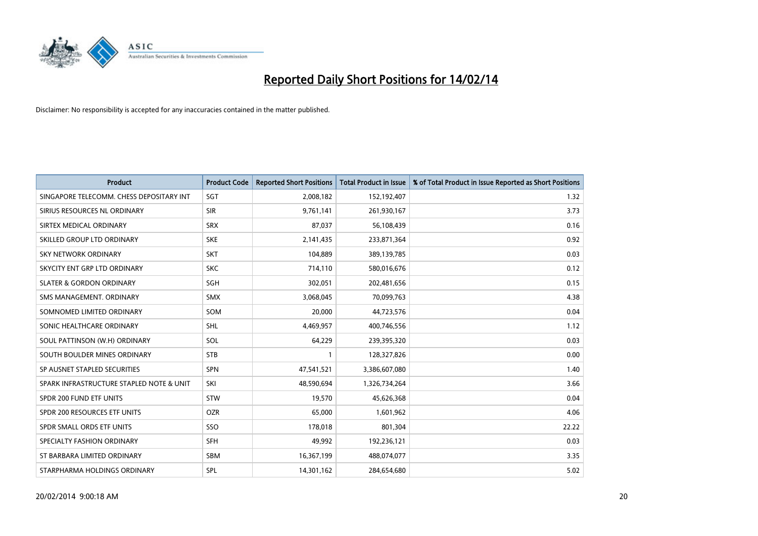# Reported Daily Short Positions for 14/02/14

Disclaimer: No responsibility is accepted for any inaccuracies contained in the matter published.

| Product | Product Code | Reported Short Positions | Total Product in Issue | % of Total Product in Issue Reported as Short Positions |
|---|---|---|---|---|
| SINGAPORE TELECOMM. CHESS DEPOSITARY INT | SGT | 2,008,182 | 152,192,407 | 1.32 |
| SIRIUS RESOURCES NL ORDINARY | SIR | 9,761,141 | 261,930,167 | 3.73 |
| SIRTEX MEDICAL ORDINARY | SRX | 87,037 | 56,108,439 | 0.16 |
| SKILLED GROUP LTD ORDINARY | SKE | 2,141,435 | 233,871,364 | 0.92 |
| SKY NETWORK ORDINARY | SKT | 104,889 | 389,139,785 | 0.03 |
| SKYCITY ENT GRP LTD ORDINARY | SKC | 714,110 | 580,016,676 | 0.12 |
| SLATER & GORDON ORDINARY | SGH | 302,051 | 202,481,656 | 0.15 |
| SMS MANAGEMENT. ORDINARY | SMX | 3,068,045 | 70,099,763 | 4.38 |
| SOMNOMED LIMITED ORDINARY | SOM | 20,000 | 44,723,576 | 0.04 |
| SONIC HEALTHCARE ORDINARY | SHL | 4,469,957 | 400,746,556 | 1.12 |
| SOUL PATTINSON (W.H) ORDINARY | SOL | 64,229 | 239,395,320 | 0.03 |
| SOUTH BOULDER MINES ORDINARY | STB | 1 | 128,327,826 | 0.00 |
| SP AUSNET STAPLED SECURITIES | SPN | 47,541,521 | 3,386,607,080 | 1.40 |
| SPARK INFRASTRUCTURE STAPLED NOTE & UNIT | SKI | 48,590,694 | 1,326,734,264 | 3.66 |
| SPDR 200 FUND ETF UNITS | STW | 19,570 | 45,626,368 | 0.04 |
| SPDR 200 RESOURCES ETF UNITS | OZR | 65,000 | 1,601,962 | 4.06 |
| SPDR SMALL ORDS ETF UNITS | SSO | 178,018 | 801,304 | 22.22 |
| SPECIALTY FASHION ORDINARY | SFH | 49,992 | 192,236,121 | 0.03 |
| ST BARBARA LIMITED ORDINARY | SBM | 16,367,199 | 488,074,077 | 3.35 |
| STARPHARMA HOLDINGS ORDINARY | SPL | 14,301,162 | 284,654,680 | 5.02 |

20/02/2014 9:00:18 AM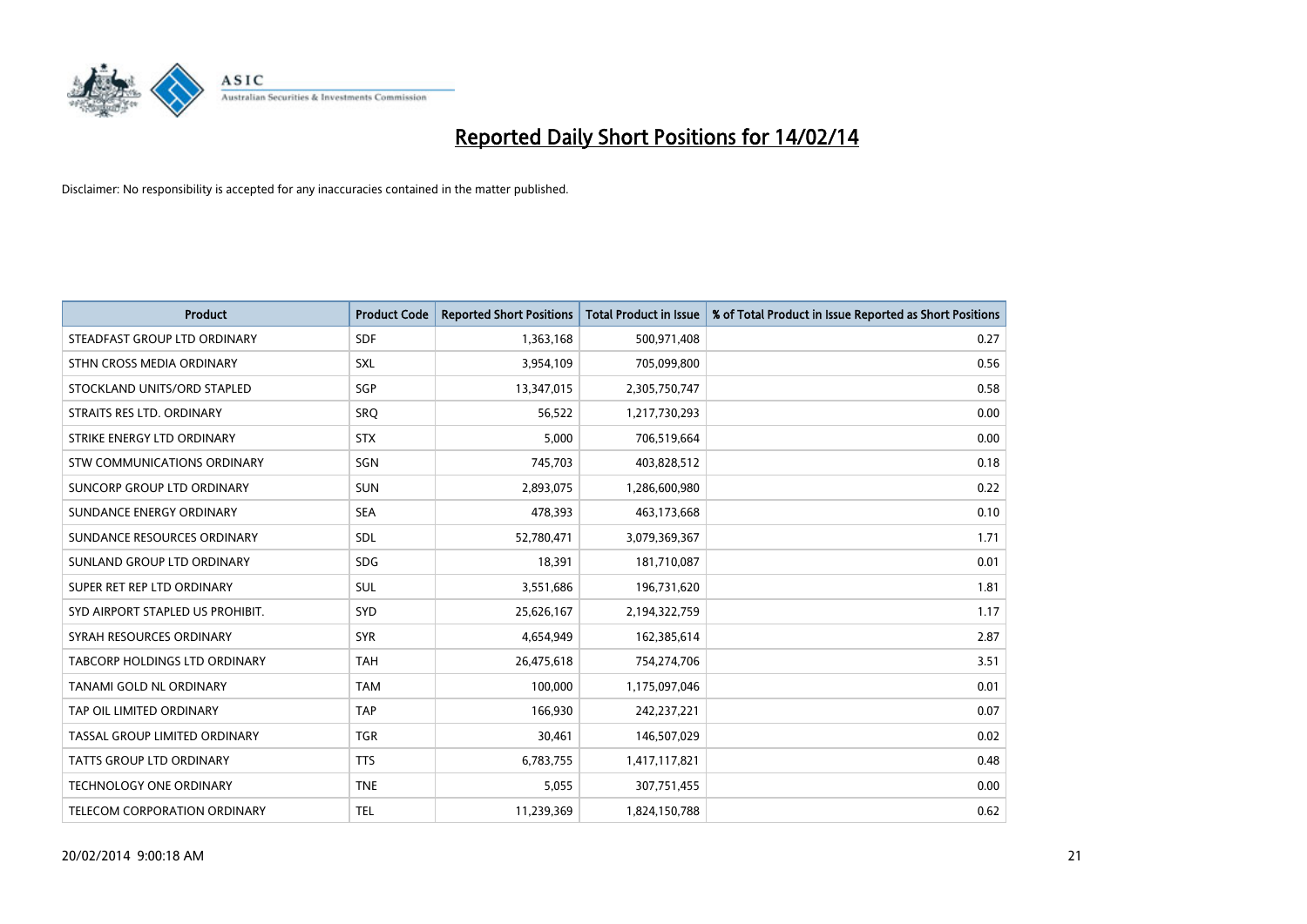# Reported Daily Short Positions for 14/02/14

Disclaimer: No responsibility is accepted for any inaccuracies contained in the matter published.

| Product | Product Code | Reported Short Positions | Total Product in Issue | % of Total Product in Issue Reported as Short Positions |
|---|---|---|---|---|
| STEADFAST GROUP LTD ORDINARY | SDF | 1,363,168 | 500,971,408 | 0.27 |
| STHN CROSS MEDIA ORDINARY | SXL | 3,954,109 | 705,099,800 | 0.56 |
| STOCKLAND UNITS/ORD STAPLED | SGP | 13,347,015 | 2,305,750,747 | 0.58 |
| STRAITS RES LTD. ORDINARY | SRQ | 56,522 | 1,217,730,293 | 0.00 |
| STRIKE ENERGY LTD ORDINARY | STX | 5,000 | 706,519,664 | 0.00 |
| STW COMMUNICATIONS ORDINARY | SGN | 745,703 | 403,828,512 | 0.18 |
| SUNCORP GROUP LTD ORDINARY | SUN | 2,893,075 | 1,286,600,980 | 0.22 |
| SUNDANCE ENERGY ORDINARY | SEA | 478,393 | 463,173,668 | 0.10 |
| SUNDANCE RESOURCES ORDINARY | SDL | 52,780,471 | 3,079,369,367 | 1.71 |
| SUNLAND GROUP LTD ORDINARY | SDG | 18,391 | 181,710,087 | 0.01 |
| SUPER RET REP LTD ORDINARY | SUL | 3,551,686 | 196,731,620 | 1.81 |
| SYD AIRPORT STAPLED US PROHIBIT. | SYD | 25,626,167 | 2,194,322,759 | 1.17 |
| SYRAH RESOURCES ORDINARY | SYR | 4,654,949 | 162,385,614 | 2.87 |
| TABCORP HOLDINGS LTD ORDINARY | TAH | 26,475,618 | 754,274,706 | 3.51 |
| TANAMI GOLD NL ORDINARY | TAM | 100,000 | 1,175,097,046 | 0.01 |
| TAP OIL LIMITED ORDINARY | TAP | 166,930 | 242,237,221 | 0.07 |
| TASSAL GROUP LIMITED ORDINARY | TGR | 30,461 | 146,507,029 | 0.02 |
| TATTS GROUP LTD ORDINARY | TTS | 6,783,755 | 1,417,117,821 | 0.48 |
| TECHNOLOGY ONE ORDINARY | TNE | 5,055 | 307,751,455 | 0.00 |
| TELECOM CORPORATION ORDINARY | TEL | 11,239,369 | 1,824,150,788 | 0.62 |

20/02/2014 9:00:18 AM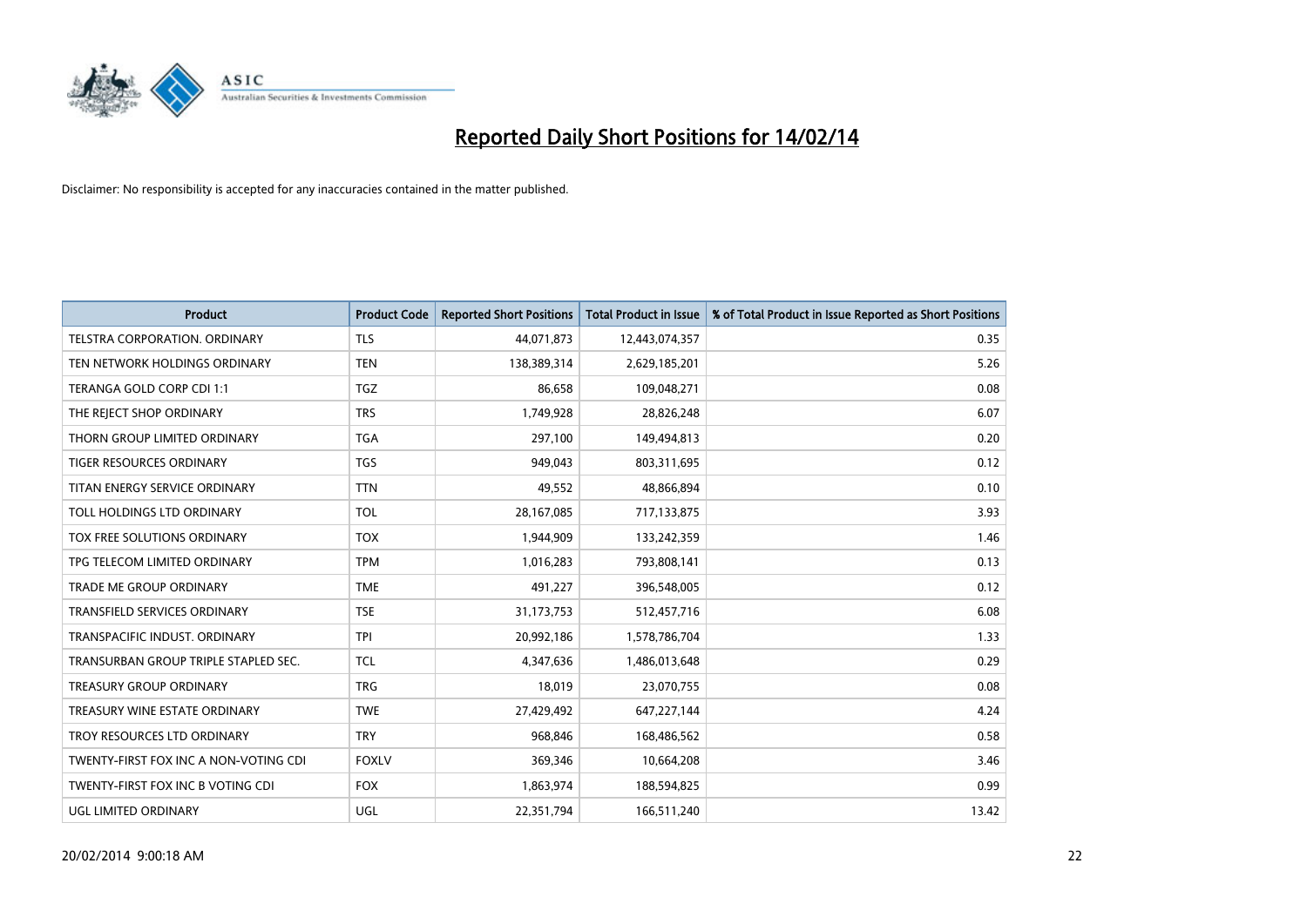# Reported Daily Short Positions for 14/02/14

Disclaimer: No responsibility is accepted for any inaccuracies contained in the matter published.

| Product | Product Code | Reported Short Positions | Total Product in Issue | % of Total Product in Issue Reported as Short Positions |
|---|---|---|---|---|
| TELSTRA CORPORATION. ORDINARY | TLS | 44,071,873 | 12,443,074,357 | 0.35 |
| TEN NETWORK HOLDINGS ORDINARY | TEN | 138,389,314 | 2,629,185,201 | 5.26 |
| TERANGA GOLD CORP CDI 1:1 | TGZ | 86,658 | 109,048,271 | 0.08 |
| THE REJECT SHOP ORDINARY | TRS | 1,749,928 | 28,826,248 | 6.07 |
| THORN GROUP LIMITED ORDINARY | TGA | 297,100 | 149,494,813 | 0.20 |
| TIGER RESOURCES ORDINARY | TGS | 949,043 | 803,311,695 | 0.12 |
| TITAN ENERGY SERVICE ORDINARY | TTN | 49,552 | 48,866,894 | 0.10 |
| TOLL HOLDINGS LTD ORDINARY | TOL | 28,167,085 | 717,133,875 | 3.93 |
| TOX FREE SOLUTIONS ORDINARY | TOX | 1,944,909 | 133,242,359 | 1.46 |
| TPG TELECOM LIMITED ORDINARY | TPM | 1,016,283 | 793,808,141 | 0.13 |
| TRADE ME GROUP ORDINARY | TME | 491,227 | 396,548,005 | 0.12 |
| TRANSFIELD SERVICES ORDINARY | TSE | 31,173,753 | 512,457,716 | 6.08 |
| TRANSPACIFIC INDUST. ORDINARY | TPI | 20,992,186 | 1,578,786,704 | 1.33 |
| TRANSURBAN GROUP TRIPLE STAPLED SEC. | TCL | 4,347,636 | 1,486,013,648 | 0.29 |
| TREASURY GROUP ORDINARY | TRG | 18,019 | 23,070,755 | 0.08 |
| TREASURY WINE ESTATE ORDINARY | TWE | 27,429,492 | 647,227,144 | 4.24 |
| TROY RESOURCES LTD ORDINARY | TRY | 968,846 | 168,486,562 | 0.58 |
| TWENTY-FIRST FOX INC A NON-VOTING CDI | FOXLV | 369,346 | 10,664,208 | 3.46 |
| TWENTY-FIRST FOX INC B VOTING CDI | FOX | 1,863,974 | 188,594,825 | 0.99 |
| UGL LIMITED ORDINARY | UGL | 22,351,794 | 166,511,240 | 13.42 |

20/02/2014 9:00:18 AM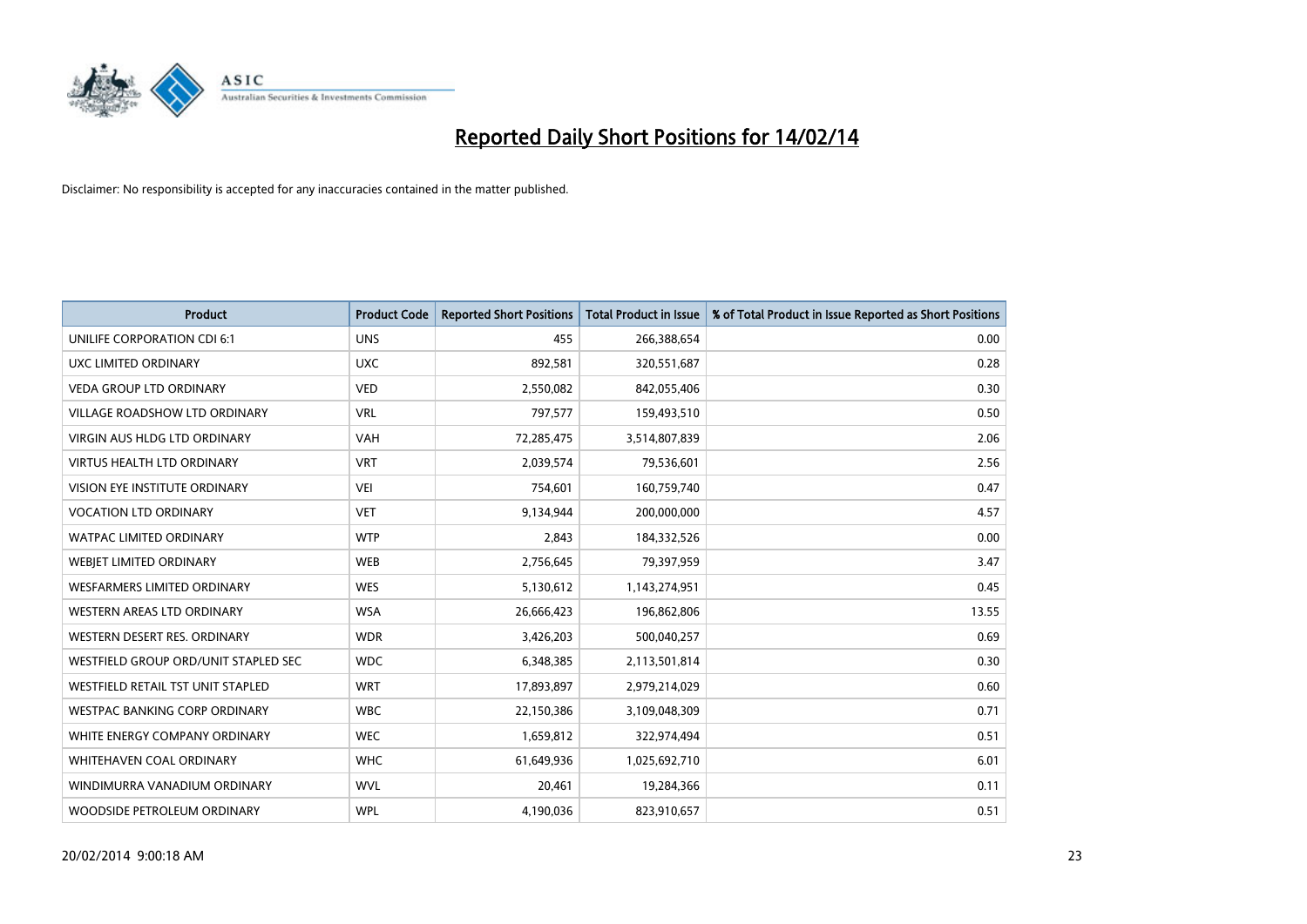# Reported Daily Short Positions for 14/02/14

Disclaimer: No responsibility is accepted for any inaccuracies contained in the matter published.

| Product | Product Code | Reported Short Positions | Total Product in Issue | % of Total Product in Issue Reported as Short Positions |
|---|---|---|---|---|
| UNILIFE CORPORATION CDI 6:1 | UNS | 455 | 266,388,654 | 0.00 |
| UXC LIMITED ORDINARY | UXC | 892,581 | 320,551,687 | 0.28 |
| VEDA GROUP LTD ORDINARY | VED | 2,550,082 | 842,055,406 | 0.30 |
| VILLAGE ROADSHOW LTD ORDINARY | VRL | 797,577 | 159,493,510 | 0.50 |
| VIRGIN AUS HLDG LTD ORDINARY | VAH | 72,285,475 | 3,514,807,839 | 2.06 |
| VIRTUS HEALTH LTD ORDINARY | VRT | 2,039,574 | 79,536,601 | 2.56 |
| VISION EYE INSTITUTE ORDINARY | VEI | 754,601 | 160,759,740 | 0.47 |
| VOCATION LTD ORDINARY | VET | 9,134,944 | 200,000,000 | 4.57 |
| WATPAC LIMITED ORDINARY | WTP | 2,843 | 184,332,526 | 0.00 |
| WEBJET LIMITED ORDINARY | WEB | 2,756,645 | 79,397,959 | 3.47 |
| WESFARMERS LIMITED ORDINARY | WES | 5,130,612 | 1,143,274,951 | 0.45 |
| WESTERN AREAS LTD ORDINARY | WSA | 26,666,423 | 196,862,806 | 13.55 |
| WESTERN DESERT RES. ORDINARY | WDR | 3,426,203 | 500,040,257 | 0.69 |
| WESTFIELD GROUP ORD/UNIT STAPLED SEC | WDC | 6,348,385 | 2,113,501,814 | 0.30 |
| WESTFIELD RETAIL TST UNIT STAPLED | WRT | 17,893,897 | 2,979,214,029 | 0.60 |
| WESTPAC BANKING CORP ORDINARY | WBC | 22,150,386 | 3,109,048,309 | 0.71 |
| WHITE ENERGY COMPANY ORDINARY | WEC | 1,659,812 | 322,974,494 | 0.51 |
| WHITEHAVEN COAL ORDINARY | WHC | 61,649,936 | 1,025,692,710 | 6.01 |
| WINDIMURRA VANADIUM ORDINARY | WVL | 20,461 | 19,284,366 | 0.11 |
| WOODSIDE PETROLEUM ORDINARY | WPL | 4,190,036 | 823,910,657 | 0.51 |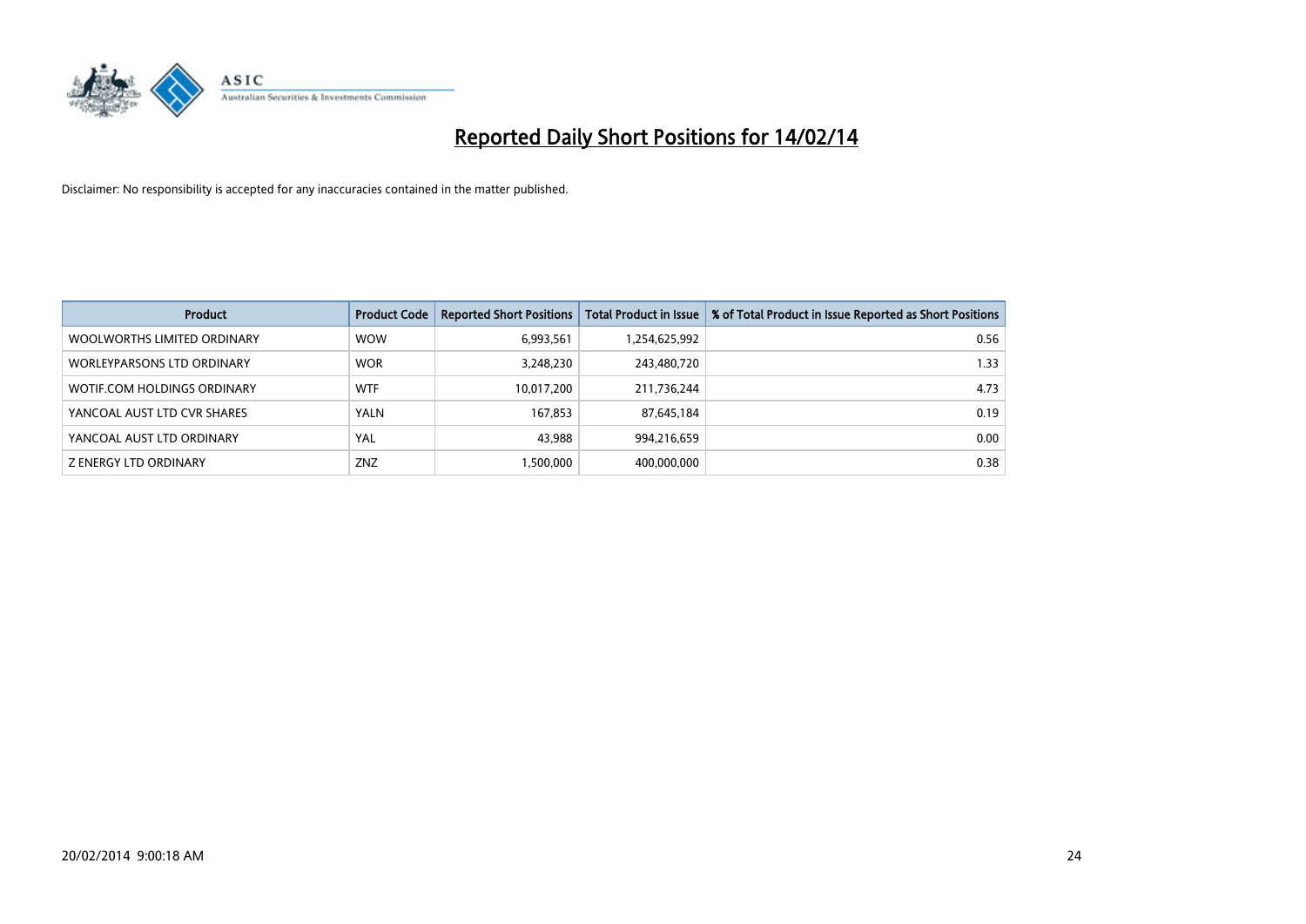# Reported Daily Short Positions for 14/02/14

Disclaimer: No responsibility is accepted for any inaccuracies contained in the matter published.

| Product | Product Code | Reported Short Positions | Total Product in Issue | % of Total Product in Issue Reported as Short Positions |
|---|---|---|---|---|
| WOOLWORTHS LIMITED ORDINARY | WOW | 6,993,561 | 1,254,625,992 | 0.56 |
| WORLEYPARSONS LTD ORDINARY | WOR | 3,248,230 | 243,480,720 | 1.33 |
| WOTIF.COM HOLDINGS ORDINARY | WTF | 10,017,200 | 211,736,244 | 4.73 |
| YANCOAL AUST LTD CVR SHARES | YALN | 167,853 | 87,645,184 | 0.19 |
| YANCOAL AUST LTD ORDINARY | YAL | 43,988 | 994,216,659 | 0.00 |
| Z ENERGY LTD ORDINARY | ZNZ | 1,500,000 | 400,000,000 | 0.38 |

20/02/2014 9:00:18 AM